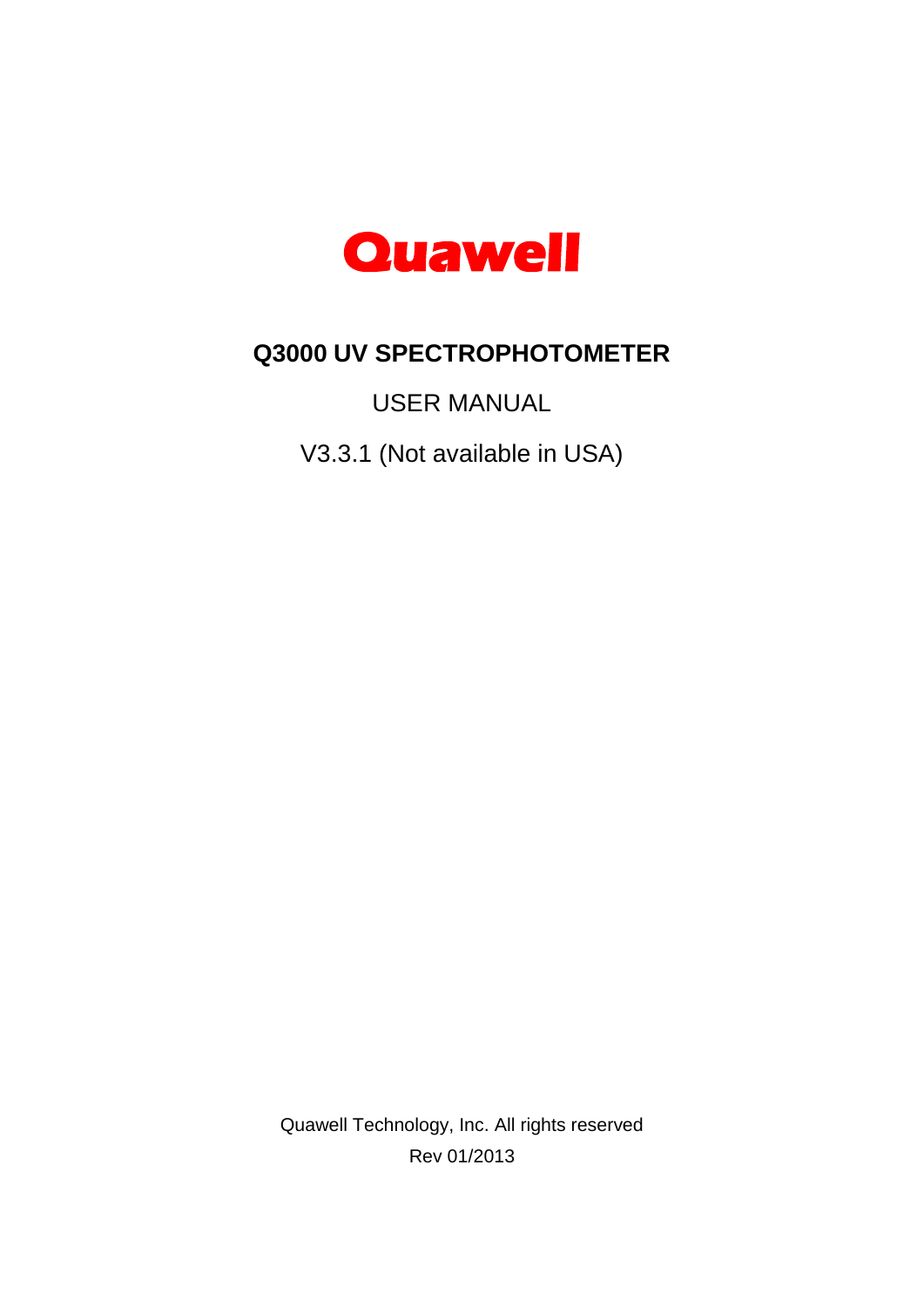# Quawell

## Q3000 UV SPECTROPHOTOMETER

USER MANUAL

V3.3.1 (Not available in USA)

Quawell Technology, Inc. All rights reserved

Rev 01/2013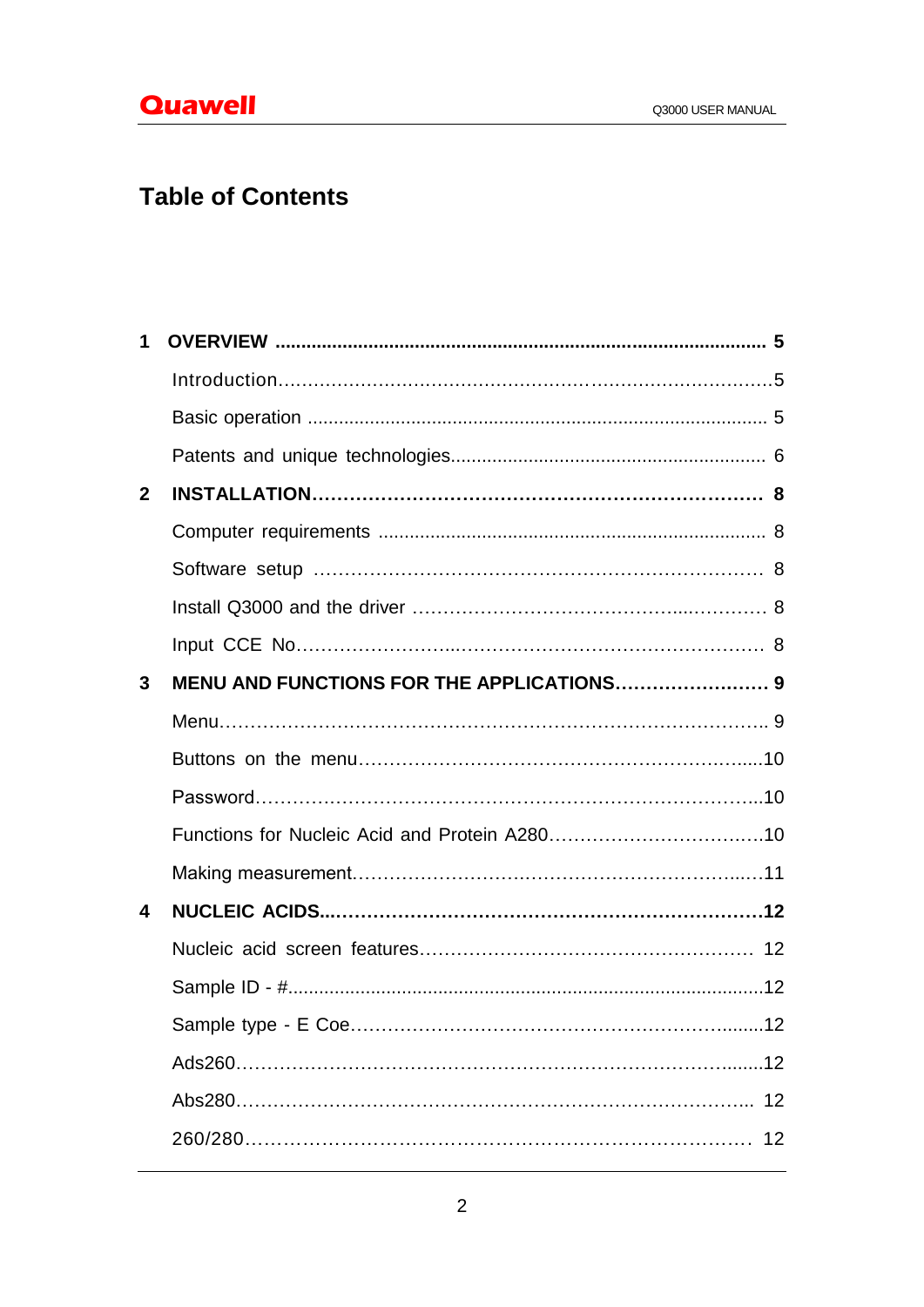# Table of Contents

**1 OVERVIEW** ............................................................ **5**

Introduction............................................................5

Basic operation ............................................................ 5

Patents and unique technologies............................................................ 6

**2 INSTALLATION**............................................................ **8**

Computer requirements ............................................................ 8

Software setup ............................................................ 8

Install Q3000 and the driver ............................................................ 8

Input CCE No............................................................ 8

**3 MENU AND FUNCTIONS FOR THE APPLICATIONS**............................................................ **9**

Menu............................................................ 9

Buttons on the menu............................................................10

Password............................................................10

Functions for Nucleic Acid and Protein A280............................................................10

Making measurement............................................................11

**4 NUCLEIC ACIDS**............................................................**12**

Nucleic acid screen features............................................................ 12

Sample ID - #............................................................12

Sample type - E Coe............................................................12

Ads260............................................................12

Abs280............................................................ 12

260/280............................................................ 12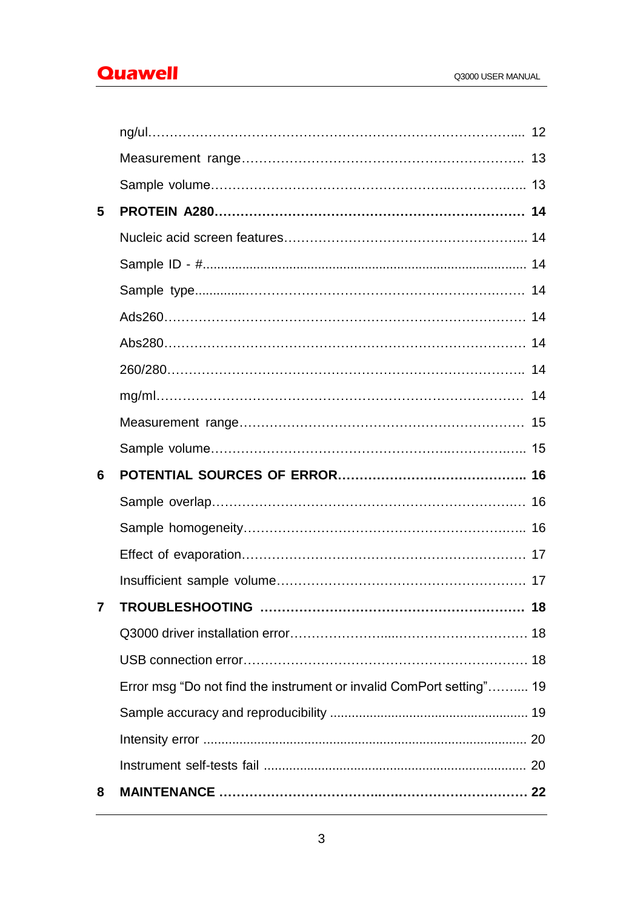ng/ul........................................................................................ 12

Measurement range.................................................................. 13

Sample volume........................................................................ 13

**5 PROTEIN A280...................................................................... 14**

Nucleic acid screen features..................................................... 14

Sample ID - #........................................................................... 14

Sample type.............................................................................. 14

Ads260..................................................................................... 14

Abs280..................................................................................... 14

260/280..................................................................................... 14

mg/ml........................................................................................ 14

Measurement range.................................................................. 15

Sample volume........................................................................ 15

**6 POTENTIAL SOURCES OF ERROR........................................... 16**

Sample overlap......................................................................... 16

Sample homogeneity................................................................ 16

Effect of evaporation................................................................ 17

Insufficient sample volume....................................................... 17

**7 TROUBLESHOOTING ............................................................. 18**

Q3000 driver installation error.................................................. 18

USB connection error............................................................... 18

Error msg “Do not find the instrument or invalid ComPort setting”.......... 19

Sample accuracy and reproducibility ....................................... 19

Intensity error ........................................................................... 20

Instrument self-tests fail .......................................................... 20

**8 MAINTENANCE ...................................................................... 22**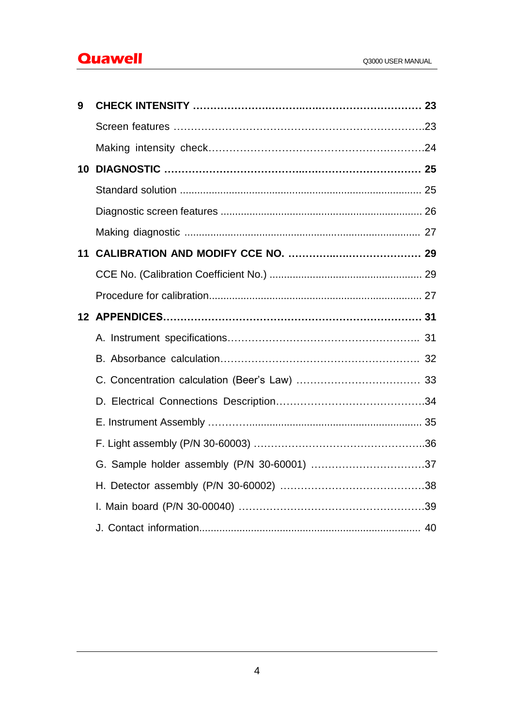**9 CHECK INTENSITY ............................................................. 23**

Screen features ............................................................. 23

Making intensity check ............................................................. 24

**10 DIAGNOSTIC ............................................................. 25**

Standard solution ............................................................. 25

Diagnostic screen features ............................................................. 26

Making diagnostic ............................................................. 27

**11 CALIBRATION AND MODIFY CCE NO. ............................................................. 29**

CCE No. (Calibration Coefficient No.) ............................................................. 29

Procedure for calibration ............................................................. 27

**12 APPENDICES ............................................................. 31**

A. Instrument specifications ............................................................. 31

B. Absorbance calculation ............................................................. 32

C. Concentration calculation (Beer's Law) ............................................................. 33

D. Electrical Connections Description ............................................................. 34

E. Instrument Assembly ............................................................. 35

F. Light assembly (P/N 30-60003) ............................................................. 36

G. Sample holder assembly (P/N 30-60001) ............................................................. 37

H. Detector assembly (P/N 30-60002) ............................................................. 38

I. Main board (P/N 30-00040) ............................................................. 39

J. Contact information ............................................................. 40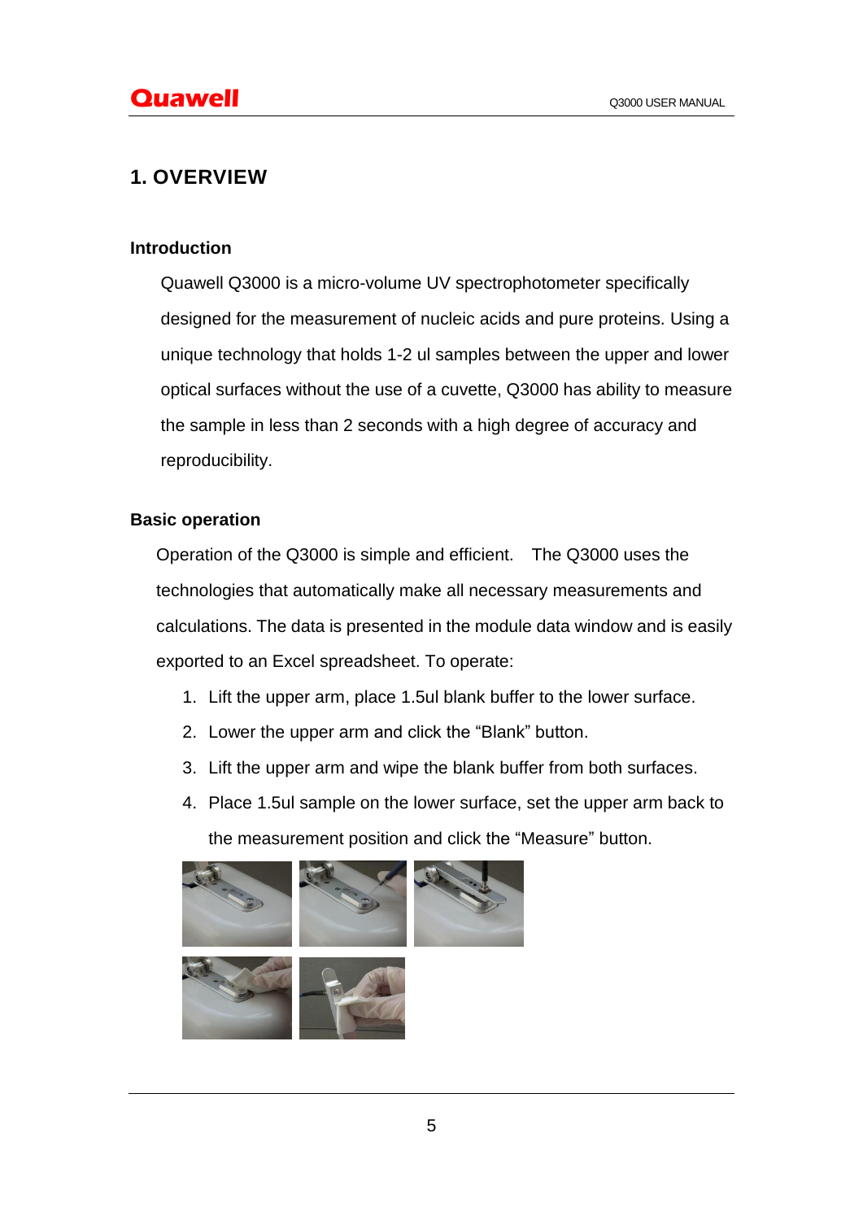# 1. OVERVIEW

### Introduction

Quawell Q3000 is a micro-volume UV spectrophotometer specifically designed for the measurement of nucleic acids and pure proteins. Using a unique technology that holds 1-2 ul samples between the upper and lower optical surfaces without the use of a cuvette, Q3000 has ability to measure the sample in less than 2 seconds with a high degree of accuracy and reproducibility.

### Basic operation

Operation of the Q3000 is simple and efficient. The Q3000 uses the technologies that automatically make all necessary measurements and calculations. The data is presented in the module data window and is easily exported to an Excel spreadsheet. To operate:

1. Lift the upper arm, place 1.5ul blank buffer to the lower surface.
2. Lower the upper arm and click the "Blank" button.
3. Lift the upper arm and wipe the blank buffer from both surfaces.
4. Place 1.5ul sample on the lower surface, set the upper arm back to the measurement position and click the "Measure" button.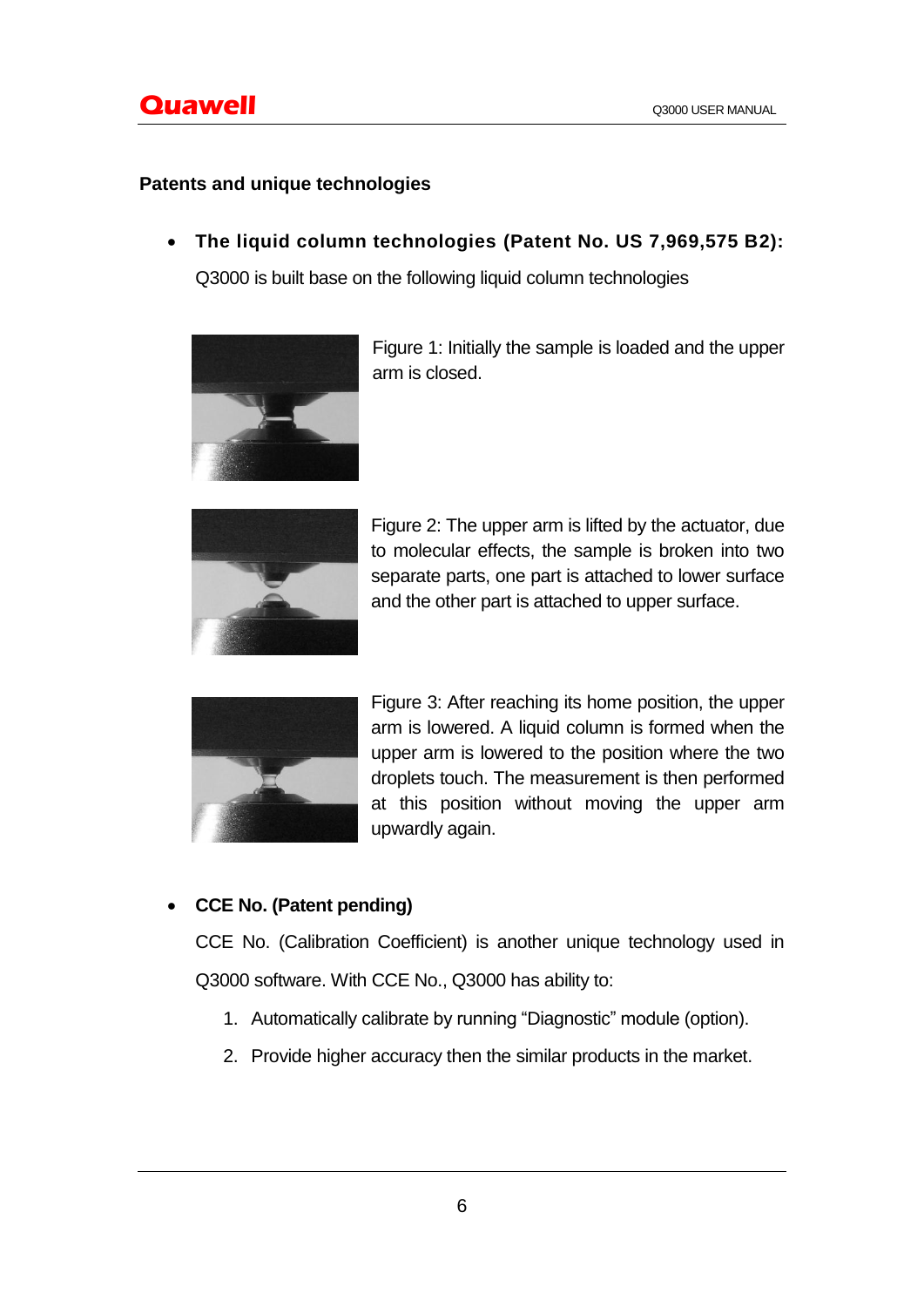## Patents and unique technologies

- **The liquid column technologies (Patent No. US 7,969,575 B2):**

  Q3000 is built base on the following liquid column technologies

  Figure 1: Initially the sample is loaded and the upper arm is closed.

  Figure 2: The upper arm is lifted by the actuator, due to molecular effects, the sample is broken into two separate parts, one part is attached to lower surface and the other part is attached to upper surface.

  Figure 3: After reaching its home position, the upper arm is lowered. A liquid column is formed when the upper arm is lowered to the position where the two droplets touch. The measurement is then performed at this position without moving the upper arm upwardly again.

- **CCE No. (Patent pending)**

  CCE No. (Calibration Coefficient) is another unique technology used in Q3000 software. With CCE No., Q3000 has ability to:

  1. Automatically calibrate by running "Diagnostic" module (option).
  2. Provide higher accuracy then the similar products in the market.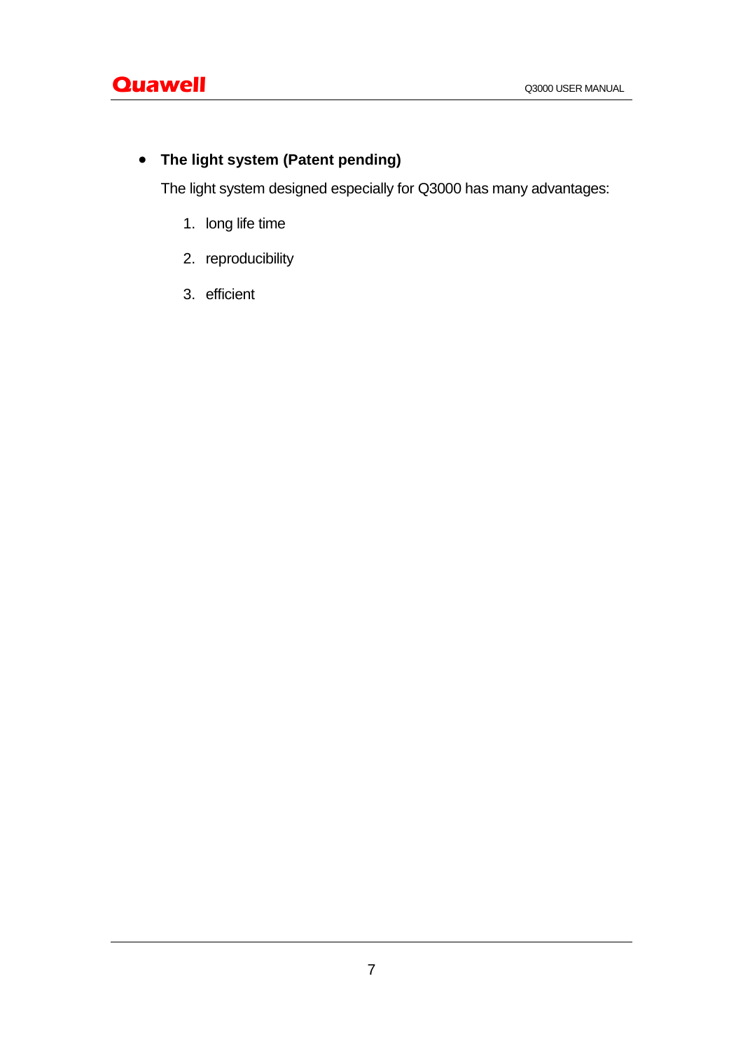- **The light system (Patent pending)**

  The light system designed especially for Q3000 has many advantages:

  1. long life time
  2. reproducibility
  3. efficient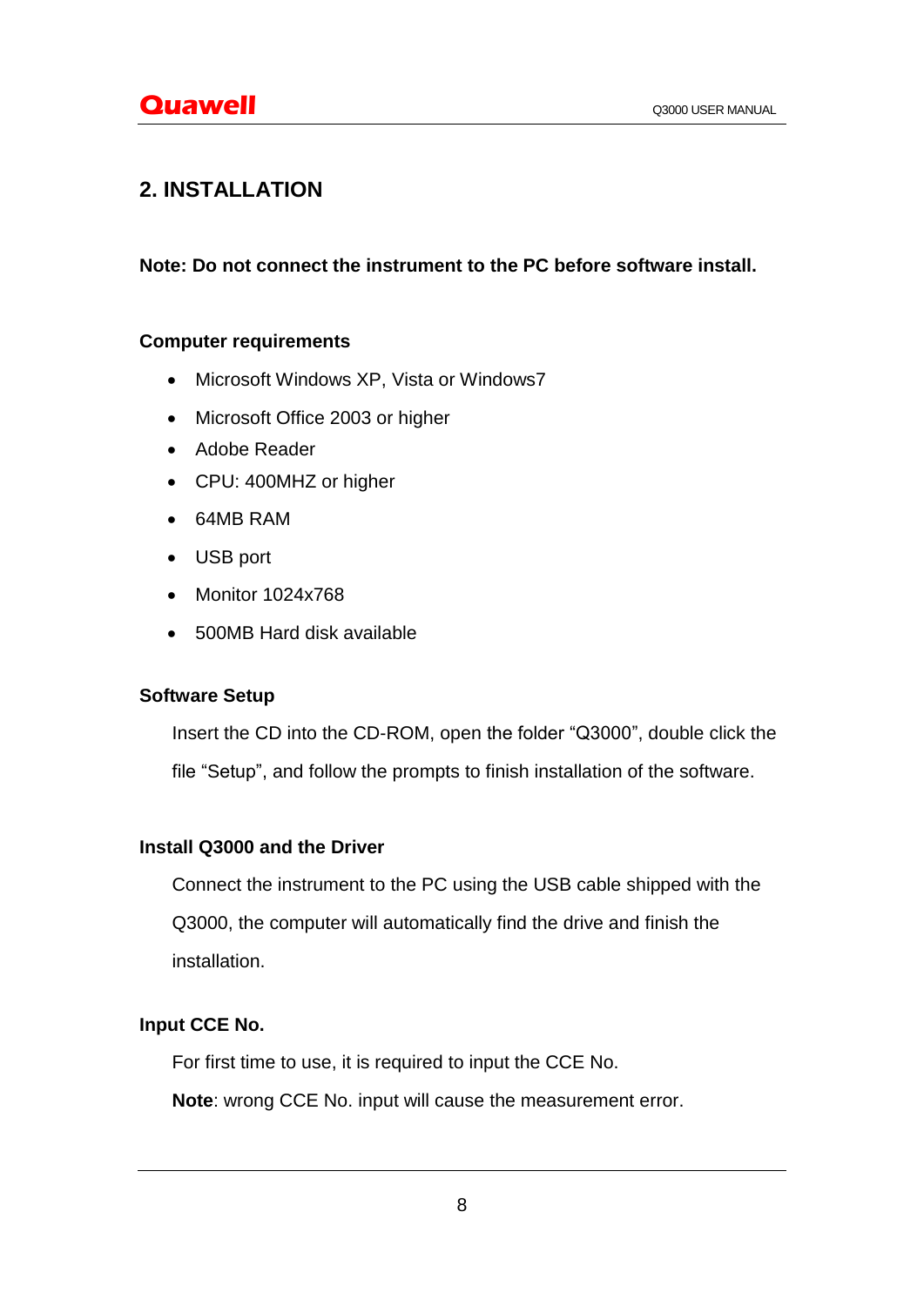## 2. INSTALLATION

**Note: Do not connect the instrument to the PC before software install.**

**Computer requirements**

- Microsoft Windows XP, Vista or Windows7
- Microsoft Office 2003 or higher
- Adobe Reader
- CPU: 400MHZ or higher
- 64MB RAM
- USB port
- Monitor 1024x768
- 500MB Hard disk available

**Software Setup**

Insert the CD into the CD-ROM, open the folder “Q3000”, double click the file “Setup”, and follow the prompts to finish installation of the software.

**Install Q3000 and the Driver**

Connect the instrument to the PC using the USB cable shipped with the Q3000, the computer will automatically find the drive and finish the installation.

**Input CCE No.**

For first time to use, it is required to input the CCE No.

**Note**: wrong CCE No. input will cause the measurement error.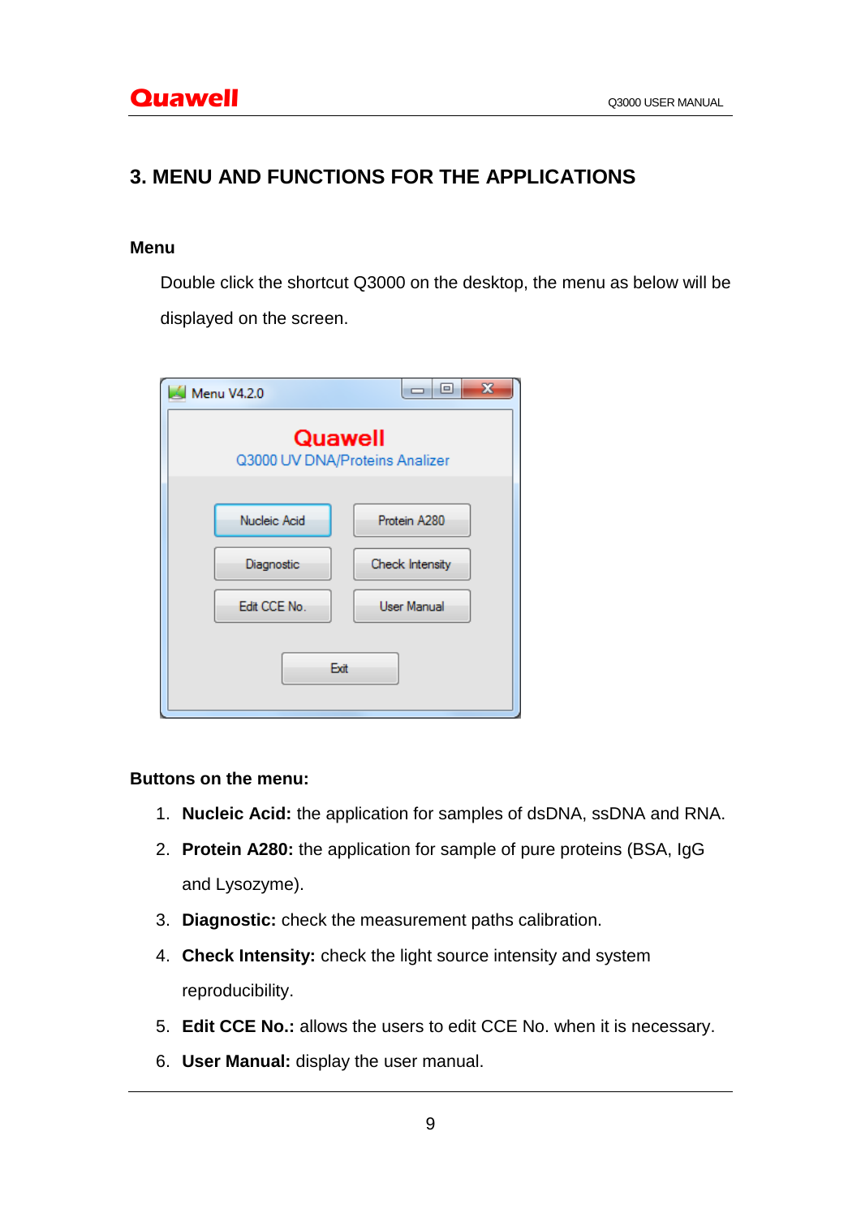# 3. MENU AND FUNCTIONS FOR THE APPLICATIONS

### Menu

Double click the shortcut Q3000 on the desktop, the menu as below will be displayed on the screen.

### Buttons on the menu:

1. **Nucleic Acid:** the application for samples of dsDNA, ssDNA and RNA.
2. **Protein A280:** the application for sample of pure proteins (BSA, IgG and Lysozyme).
3. **Diagnostic:** check the measurement paths calibration.
4. **Check Intensity:** check the light source intensity and system reproducibility.
5. **Edit CCE No.:** allows the users to edit CCE No. when it is necessary.
6. **User Manual:** display the user manual.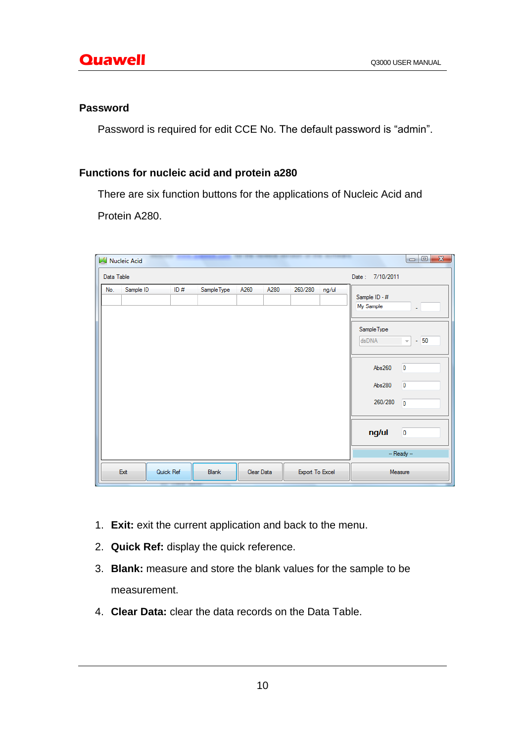## Password

Password is required for edit CCE No. The default password is “admin”.

## Functions for nucleic acid and protein a280

There are six function buttons for the applications of Nucleic Acid and Protein A280.

1. **Exit:** exit the current application and back to the menu.
2. **Quick Ref:** display the quick reference.
3. **Blank:** measure and store the blank values for the sample to be measurement.
4. **Clear Data:** clear the data records on the Data Table.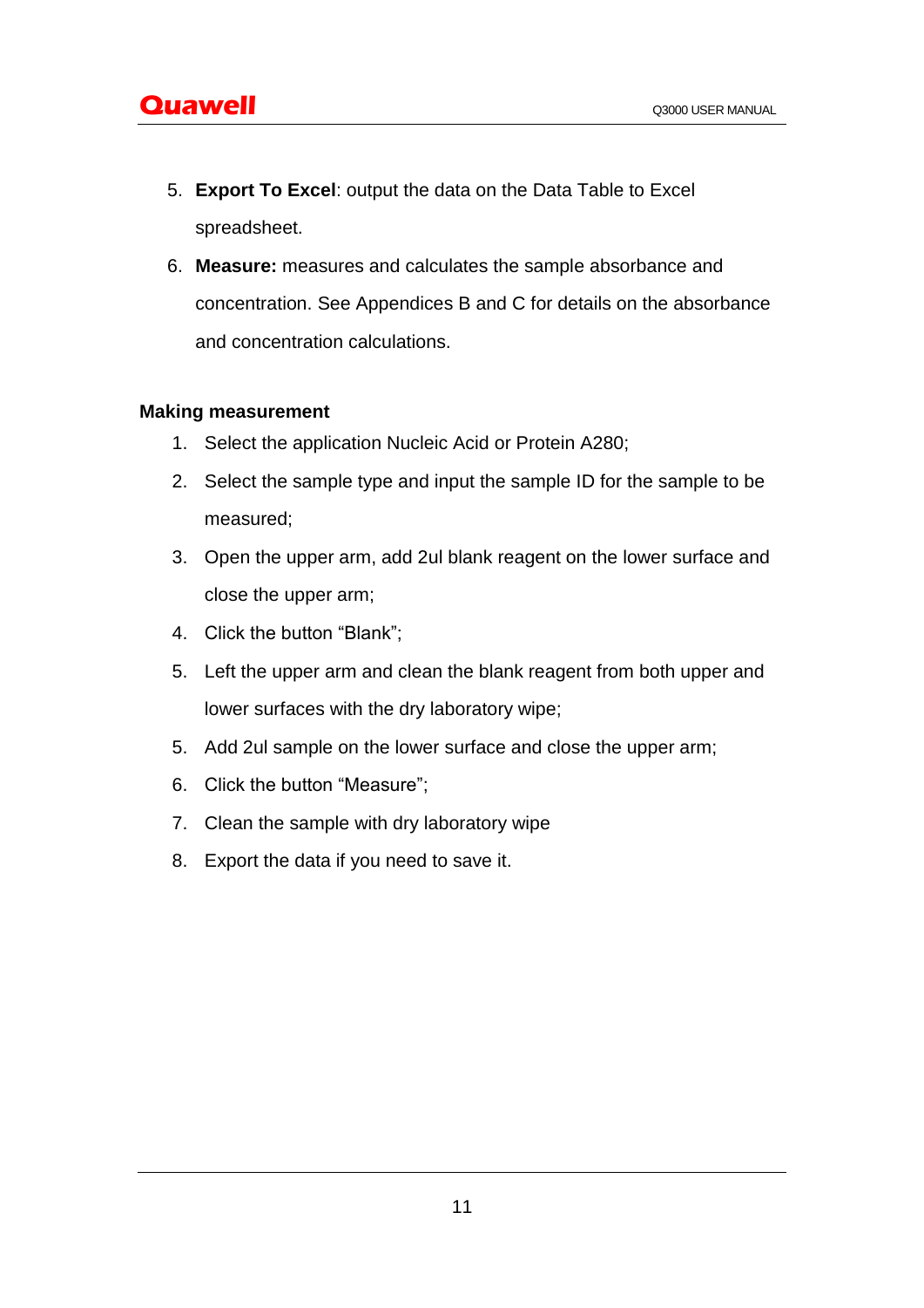5. **Export To Excel**: output the data on the Data Table to Excel spreadsheet.
6. **Measure:** measures and calculates the sample absorbance and concentration. See Appendices B and C for details on the absorbance and concentration calculations.

**Making measurement**

1. Select the application Nucleic Acid or Protein A280;
2. Select the sample type and input the sample ID for the sample to be measured;
3. Open the upper arm, add 2ul blank reagent on the lower surface and close the upper arm;
4. Click the button “Blank”;
5. Left the upper arm and clean the blank reagent from both upper and lower surfaces with the dry laboratory wipe;
5. Add 2ul sample on the lower surface and close the upper arm;
6. Click the button “Measure”;
7. Clean the sample with dry laboratory wipe
8. Export the data if you need to save it.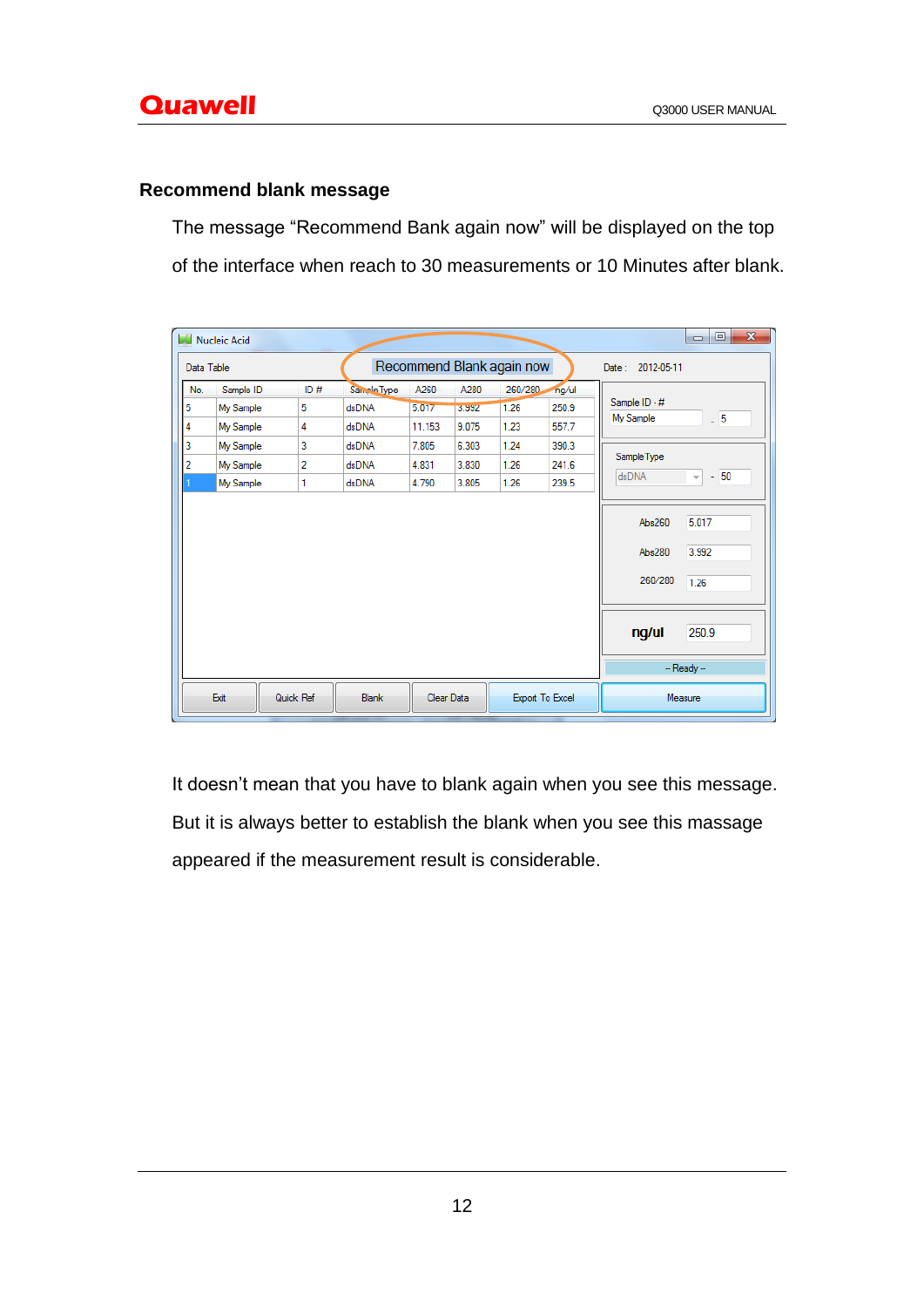## Recommend blank message

The message "Recommend Bank again now" will be displayed on the top of the interface when reach to 30 measurements or 10 Minutes after blank.

It doesn't mean that you have to blank again when you see this message. But it is always better to establish the blank when you see this massage appeared if the measurement result is considerable.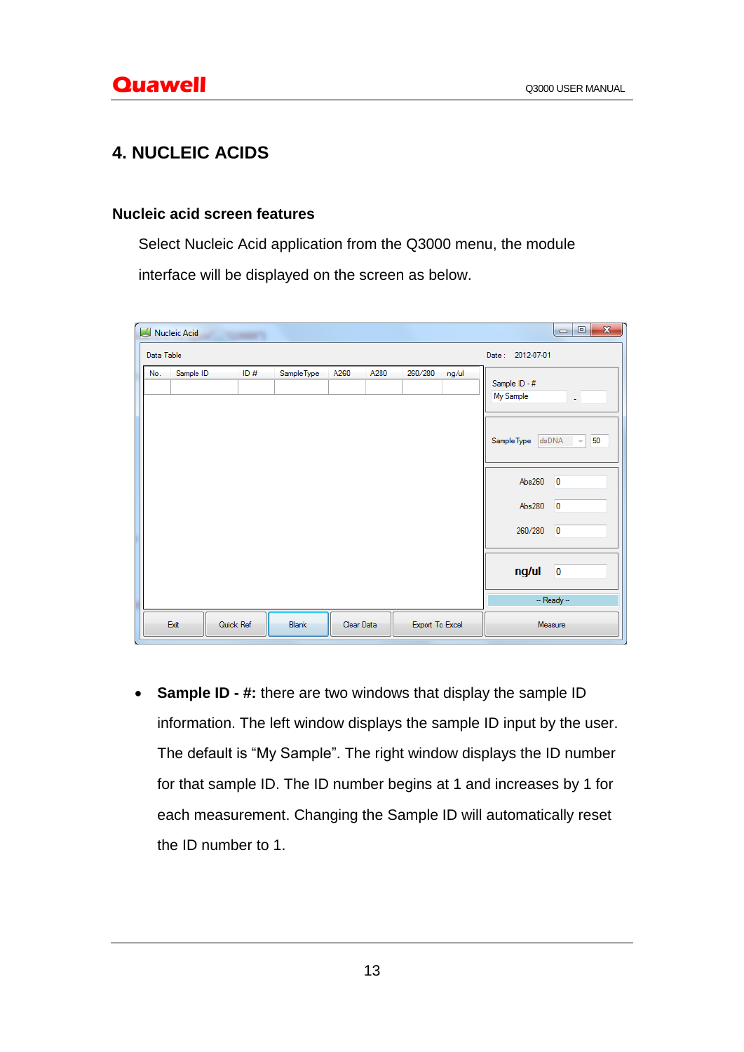## 4. NUCLEIC ACIDS

### Nucleic acid screen features

Select Nucleic Acid application from the Q3000 menu, the module interface will be displayed on the screen as below.

- **Sample ID - #:** there are two windows that display the sample ID information. The left window displays the sample ID input by the user. The default is "My Sample". The right window displays the ID number for that sample ID. The ID number begins at 1 and increases by 1 for each measurement. Changing the Sample ID will automatically reset the ID number to 1.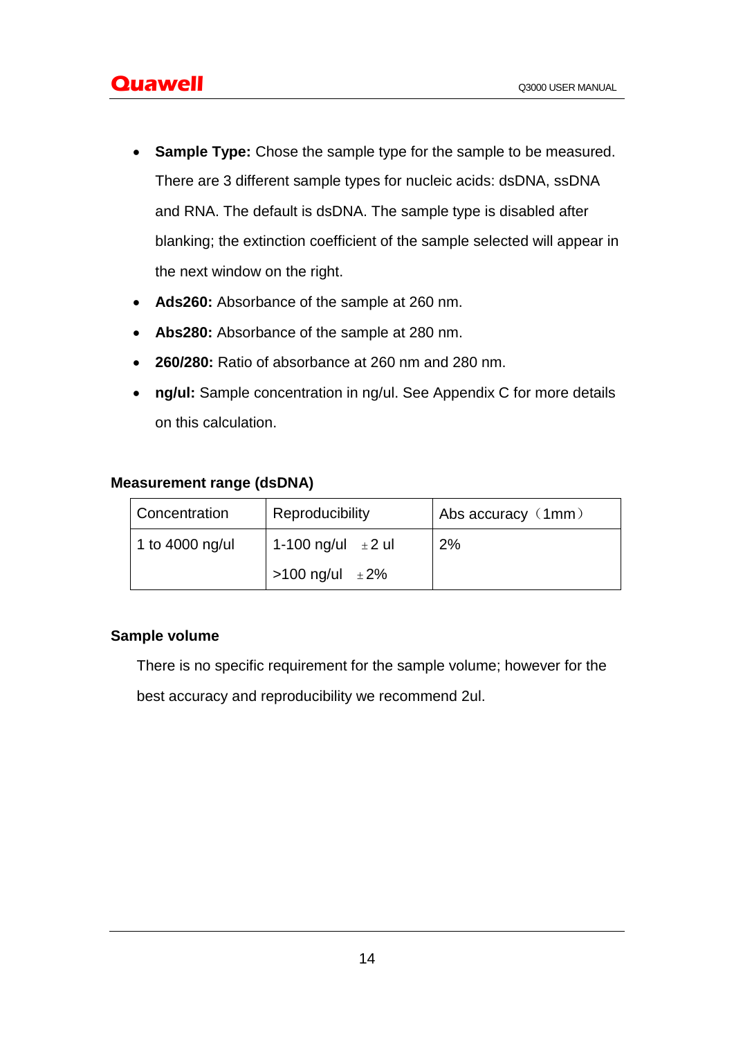- **Sample Type:** Chose the sample type for the sample to be measured. There are 3 different sample types for nucleic acids: dsDNA, ssDNA and RNA. The default is dsDNA. The sample type is disabled after blanking; the extinction coefficient of the sample selected will appear in the next window on the right.
- **Ads260:** Absorbance of the sample at 260 nm.
- **Abs280:** Absorbance of the sample at 280 nm.
- **260/280:** Ratio of absorbance at 260 nm and 280 nm.
- **ng/ul:** Sample concentration in ng/ul. See Appendix C for more details on this calculation.

**Measurement range (dsDNA)**

| Concentration | Reproducibility | Abs accuracy（1mm） |
|---|---|---|
| 1 to 4000 ng/ul | 1-100 ng/ul ±2 ul<br>>100 ng/ul ±2% | 2% |

**Sample volume**

There is no specific requirement for the sample volume; however for the best accuracy and reproducibility we recommend 2ul.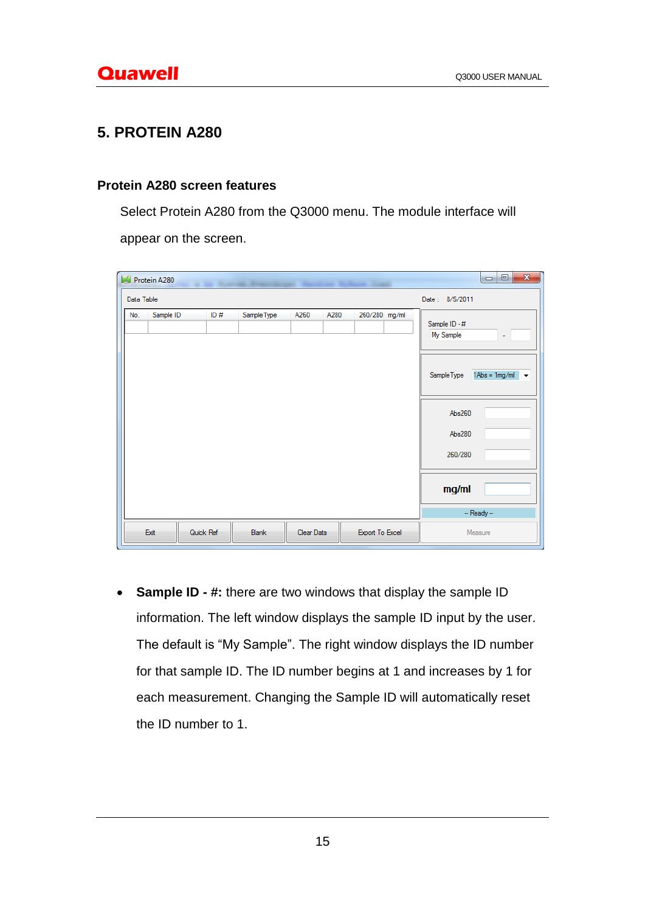## 5. PROTEIN A280

### Protein A280 screen features

Select Protein A280 from the Q3000 menu. The module interface will appear on the screen.

- **Sample ID - #:** there are two windows that display the sample ID information. The left window displays the sample ID input by the user. The default is “My Sample”. The right window displays the ID number for that sample ID. The ID number begins at 1 and increases by 1 for each measurement. Changing the Sample ID will automatically reset the ID number to 1.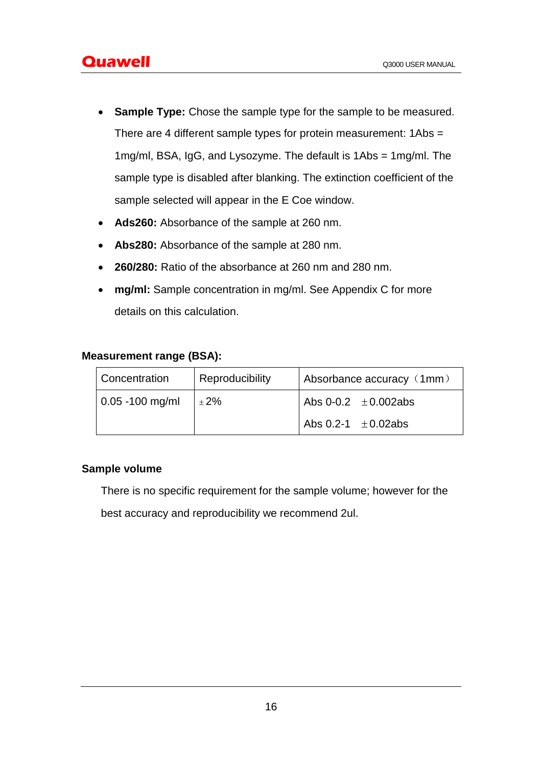- **Sample Type:** Chose the sample type for the sample to be measured. There are 4 different sample types for protein measurement: 1Abs = 1mg/ml, BSA, IgG, and Lysozyme. The default is 1Abs = 1mg/ml. The sample type is disabled after blanking. The extinction coefficient of the sample selected will appear in the E Coe window.
- **Ads260:** Absorbance of the sample at 260 nm.
- **Abs280:** Absorbance of the sample at 280 nm.
- **260/280:** Ratio of the absorbance at 260 nm and 280 nm.
- **mg/ml:** Sample concentration in mg/ml. See Appendix C for more details on this calculation.

**Measurement range (BSA):**

| Concentration | Reproducibility | Absorbance accuracy（1mm） |
| --- | --- | --- |
| 0.05 -100 mg/ml | ±2% | Abs 0-0.2 ±0.002abs<br>Abs 0.2-1 ±0.02abs |

**Sample volume**

There is no specific requirement for the sample volume; however for the best accuracy and reproducibility we recommend 2ul.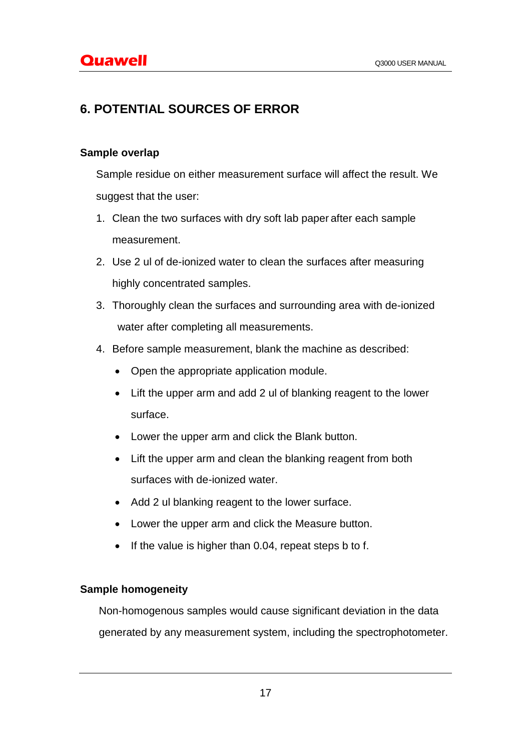# 6. POTENTIAL SOURCES OF ERROR

**Sample overlap**

Sample residue on either measurement surface will affect the result. We suggest that the user:

1. Clean the two surfaces with dry soft lab paper after each sample measurement.
2. Use 2 ul of de-ionized water to clean the surfaces after measuring highly concentrated samples.
3. Thoroughly clean the surfaces and surrounding area with de-ionized water after completing all measurements.
4. Before sample measurement, blank the machine as described:
   - Open the appropriate application module.
   - Lift the upper arm and add 2 ul of blanking reagent to the lower surface.
   - Lower the upper arm and click the Blank button.
   - Lift the upper arm and clean the blanking reagent from both surfaces with de-ionized water.
   - Add 2 ul blanking reagent to the lower surface.
   - Lower the upper arm and click the Measure button.
   - If the value is higher than 0.04, repeat steps b to f.

**Sample homogeneity**

Non-homogenous samples would cause significant deviation in the data generated by any measurement system, including the spectrophotometer.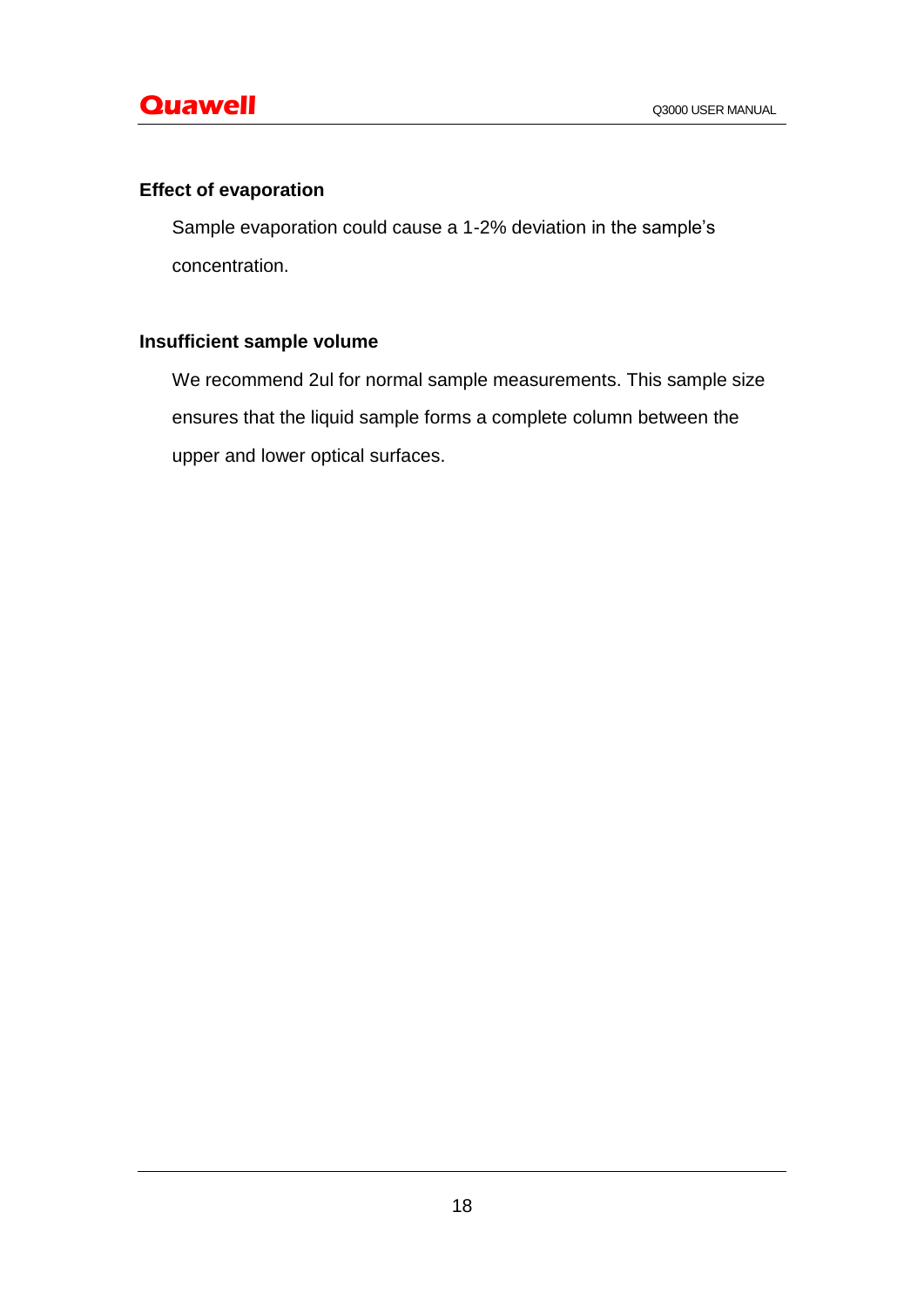### Effect of evaporation

Sample evaporation could cause a 1-2% deviation in the sample's concentration.

### Insufficient sample volume

We recommend 2ul for normal sample measurements. This sample size ensures that the liquid sample forms a complete column between the upper and lower optical surfaces.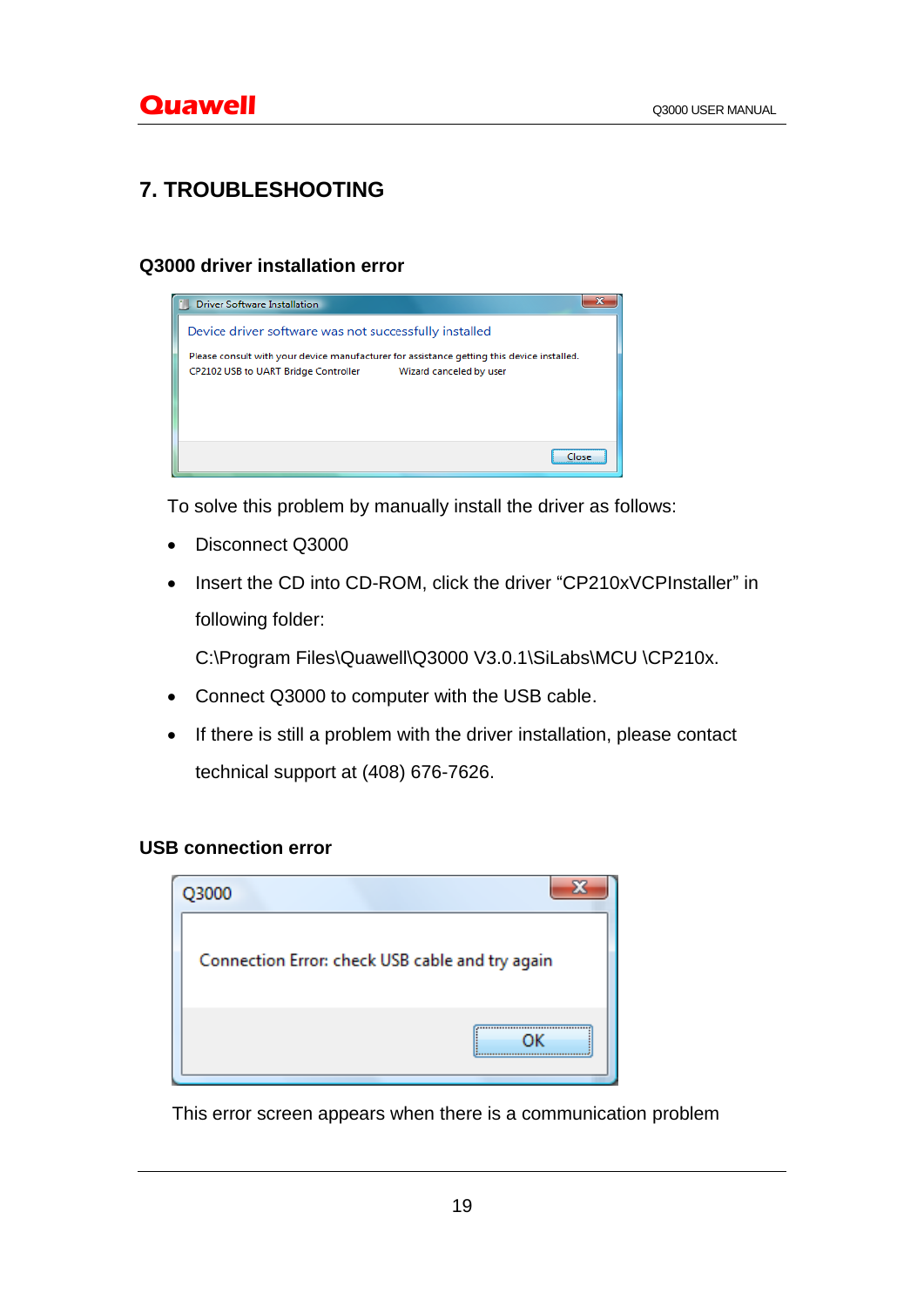# 7. TROUBLESHOOTING

### Q3000 driver installation error

To solve this problem by manually install the driver as follows:

- Disconnect Q3000
- Insert the CD into CD-ROM, click the driver “CP210xVCPInstaller” in following folder:

  C:\Program Files\Quawell\Q3000 V3.0.1\SiLabs\MCU \CP210x.
- Connect Q3000 to computer with the USB cable.
- If there is still a problem with the driver installation, please contact technical support at (408) 676-7626.

### USB connection error

This error screen appears when there is a communication problem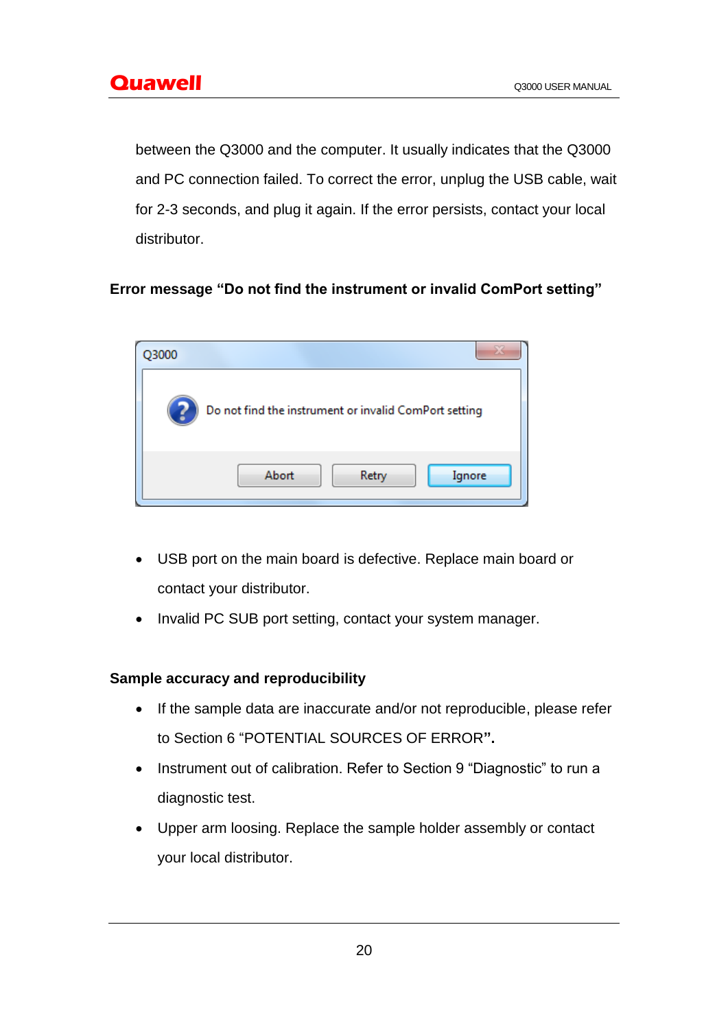between the Q3000 and the computer. It usually indicates that the Q3000 and PC connection failed. To correct the error, unplug the USB cable, wait for 2-3 seconds, and plug it again. If the error persists, contact your local distributor.

**Error message "Do not find the instrument or invalid ComPort setting"**

- USB port on the main board is defective. Replace main board or contact your distributor.
- Invalid PC SUB port setting, contact your system manager.

**Sample accuracy and reproducibility**

- If the sample data are inaccurate and/or not reproducible, please refer to Section 6 "POTENTIAL SOURCES OF ERROR**".**
- Instrument out of calibration. Refer to Section 9 "Diagnostic" to run a diagnostic test.
- Upper arm loosing. Replace the sample holder assembly or contact your local distributor.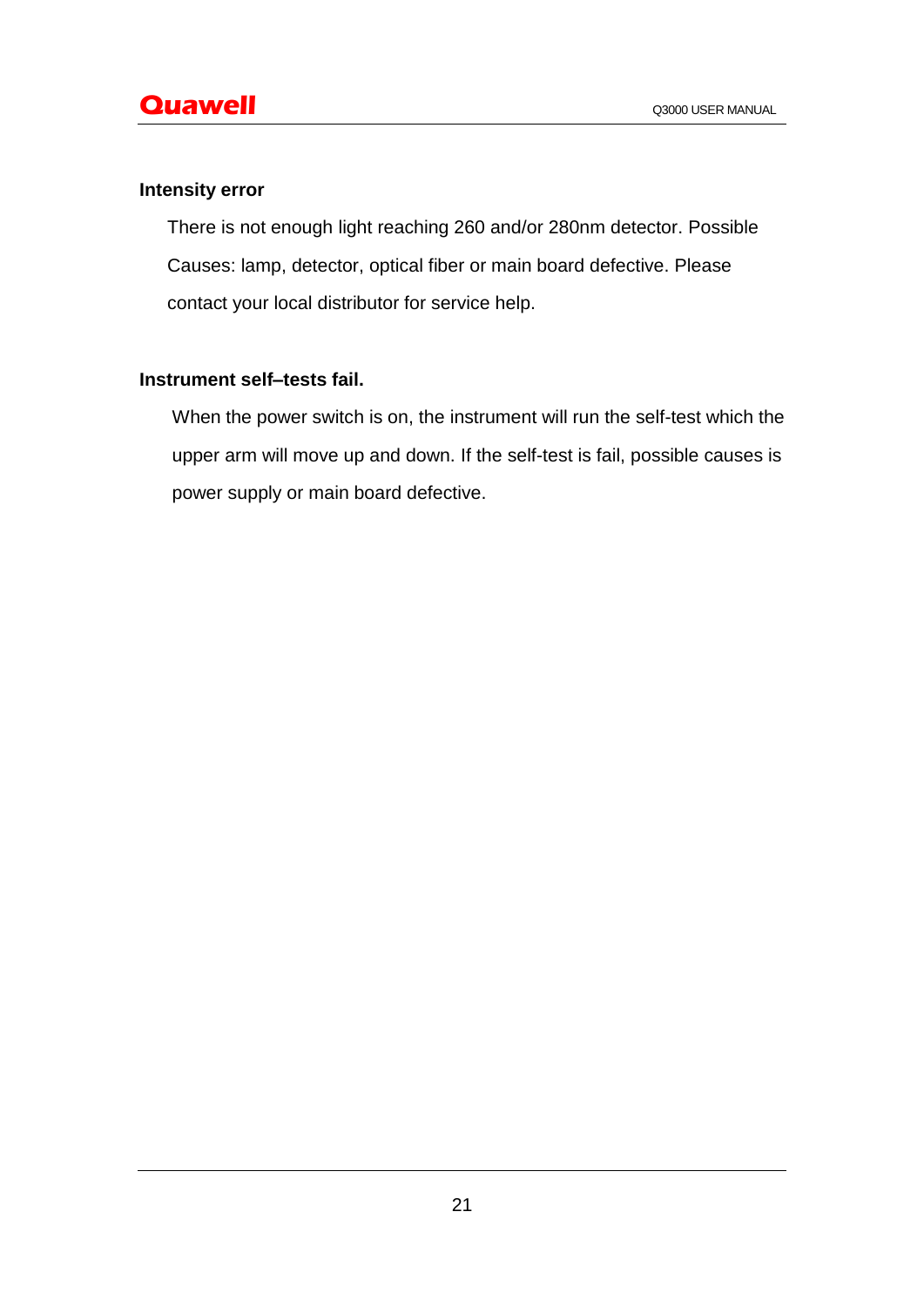**Intensity error**

There is not enough light reaching 260 and/or 280nm detector. Possible Causes: lamp, detector, optical fiber or main board defective. Please contact your local distributor for service help.

**Instrument self–tests fail.**

When the power switch is on, the instrument will run the self-test which the upper arm will move up and down. If the self-test is fail, possible causes is power supply or main board defective.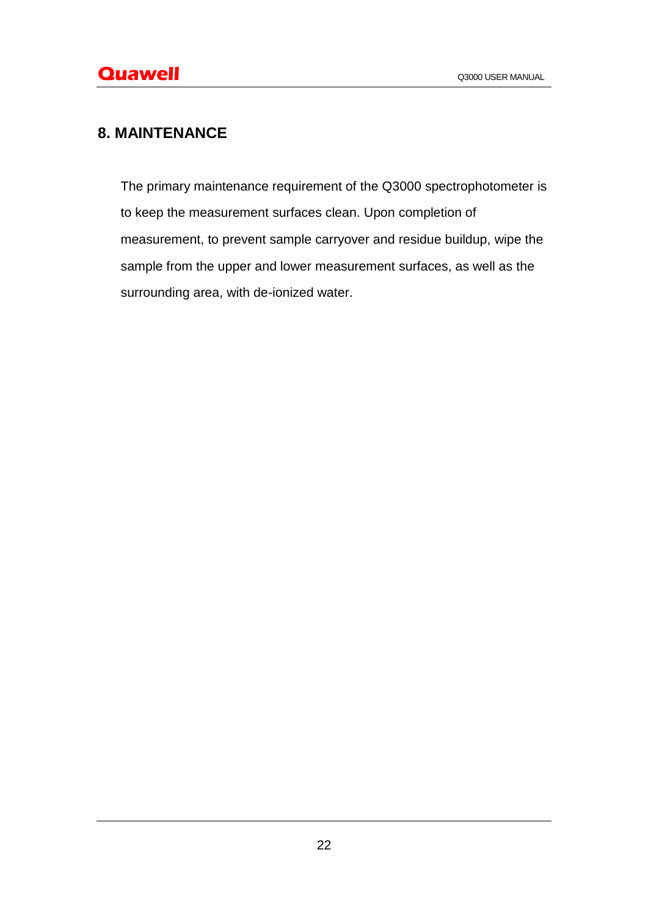# 8. MAINTENANCE

The primary maintenance requirement of the Q3000 spectrophotometer is to keep the measurement surfaces clean. Upon completion of measurement, to prevent sample carryover and residue buildup, wipe the sample from the upper and lower measurement surfaces, as well as the surrounding area, with de-ionized water.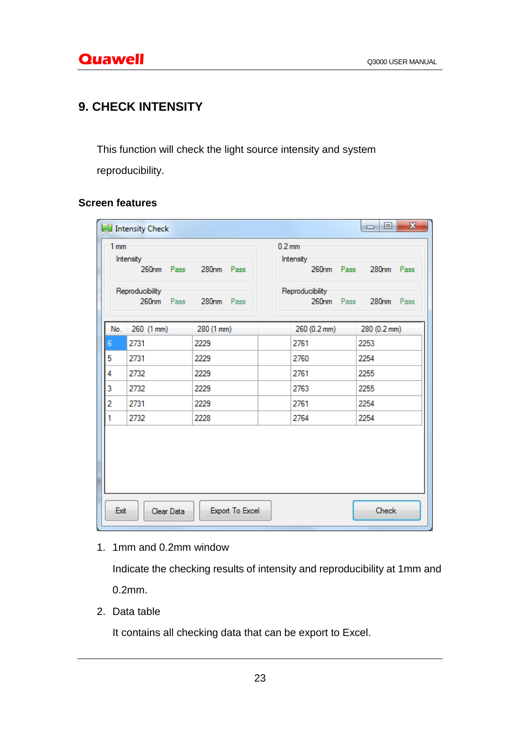# 9. CHECK INTENSITY

This function will check the light source intensity and system reproducibility.

**Screen features**

Intensity Check

1 mm

Intensity

260nm Pass 280nm Pass

Reproducibility

260nm Pass 280nm Pass

0.2 mm

Intensity

260nm Pass 280nm Pass

Reproducibility

260nm Pass 280nm Pass

| No. | 260 (1 mm) | 280 (1 mm) | | 260 (0.2 mm) | 280 (0.2 mm) |
|---|---|---|---|---|---|
| 6 | 2731 | 2229 | | 2761 | 2253 |
| 5 | 2731 | 2229 | | 2760 | 2254 |
| 4 | 2732 | 2229 | | 2761 | 2255 |
| 3 | 2732 | 2229 | | 2763 | 2255 |
| 2 | 2731 | 2229 | | 2761 | 2254 |
| 1 | 2732 | 2228 | | 2764 | 2254 |

Exit | Clear Data | Export To Excel | Check

1. 1mm and 0.2mm window

   Indicate the checking results of intensity and reproducibility at 1mm and 0.2mm.

2. Data table

   It contains all checking data that can be export to Excel.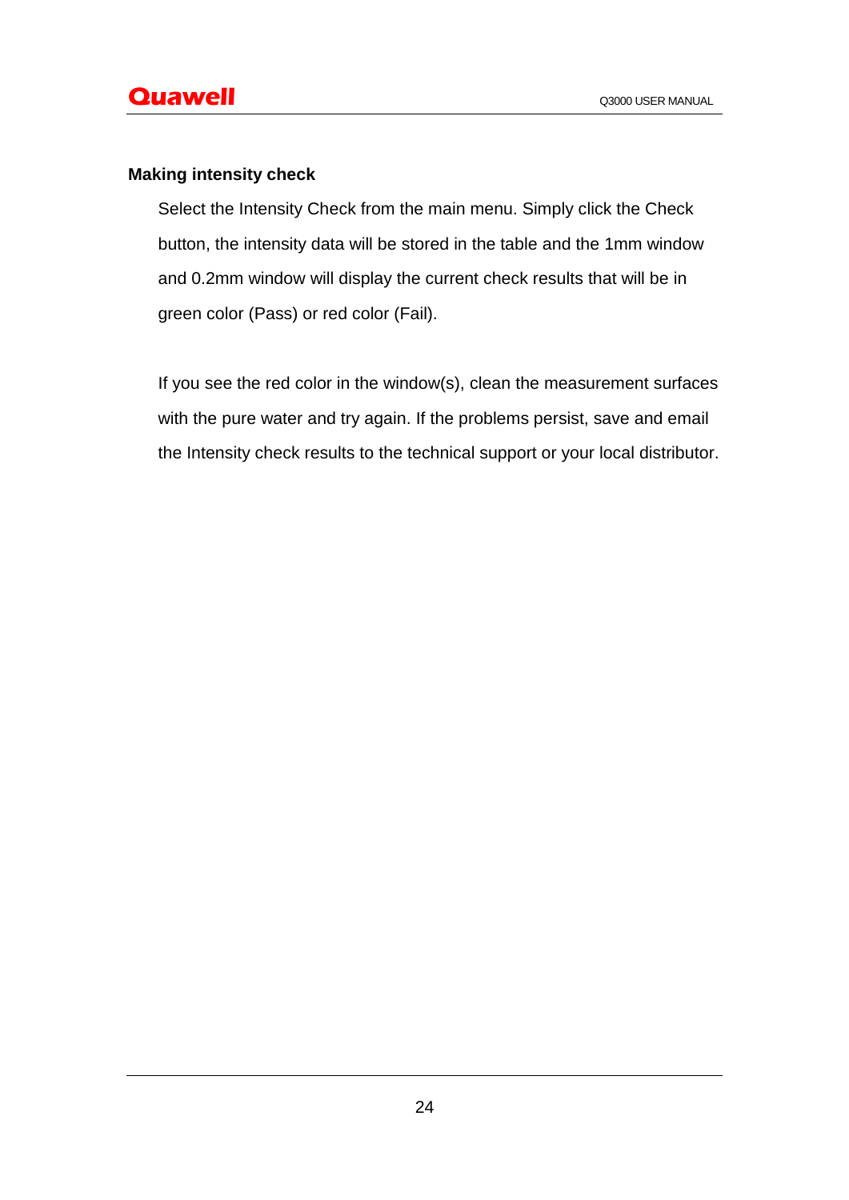### Making intensity check

Select the Intensity Check from the main menu. Simply click the Check button, the intensity data will be stored in the table and the 1mm window and 0.2mm window will display the current check results that will be in green color (Pass) or red color (Fail).

If you see the red color in the window(s), clean the measurement surfaces with the pure water and try again. If the problems persist, save and email the Intensity check results to the technical support or your local distributor.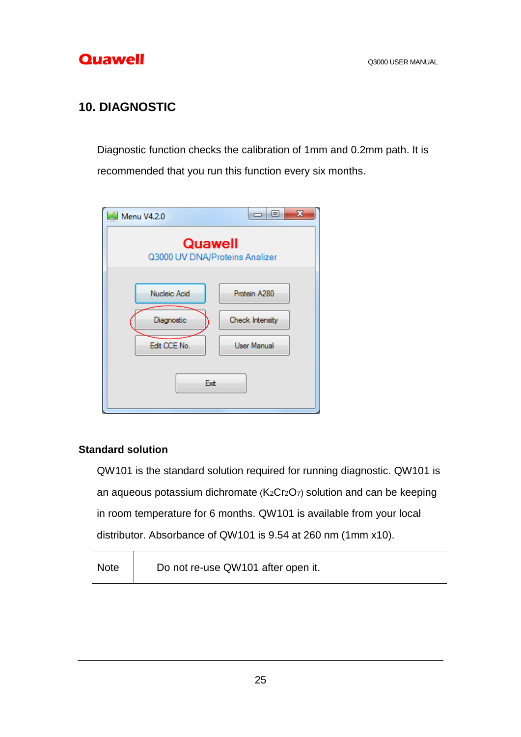# 10. DIAGNOSTIC

Diagnostic function checks the calibration of 1mm and 0.2mm path. It is recommended that you run this function every six months.

### Standard solution

QW101 is the standard solution required for running diagnostic. QW101 is an aqueous potassium dichromate ($K_2Cr_2O_7$) solution and can be keeping in room temperature for 6 months. QW101 is available from your local distributor. Absorbance of QW101 is 9.54 at 260 nm (1mm x10).

| Note | Do not re-use QW101 after open it. |
|---|---|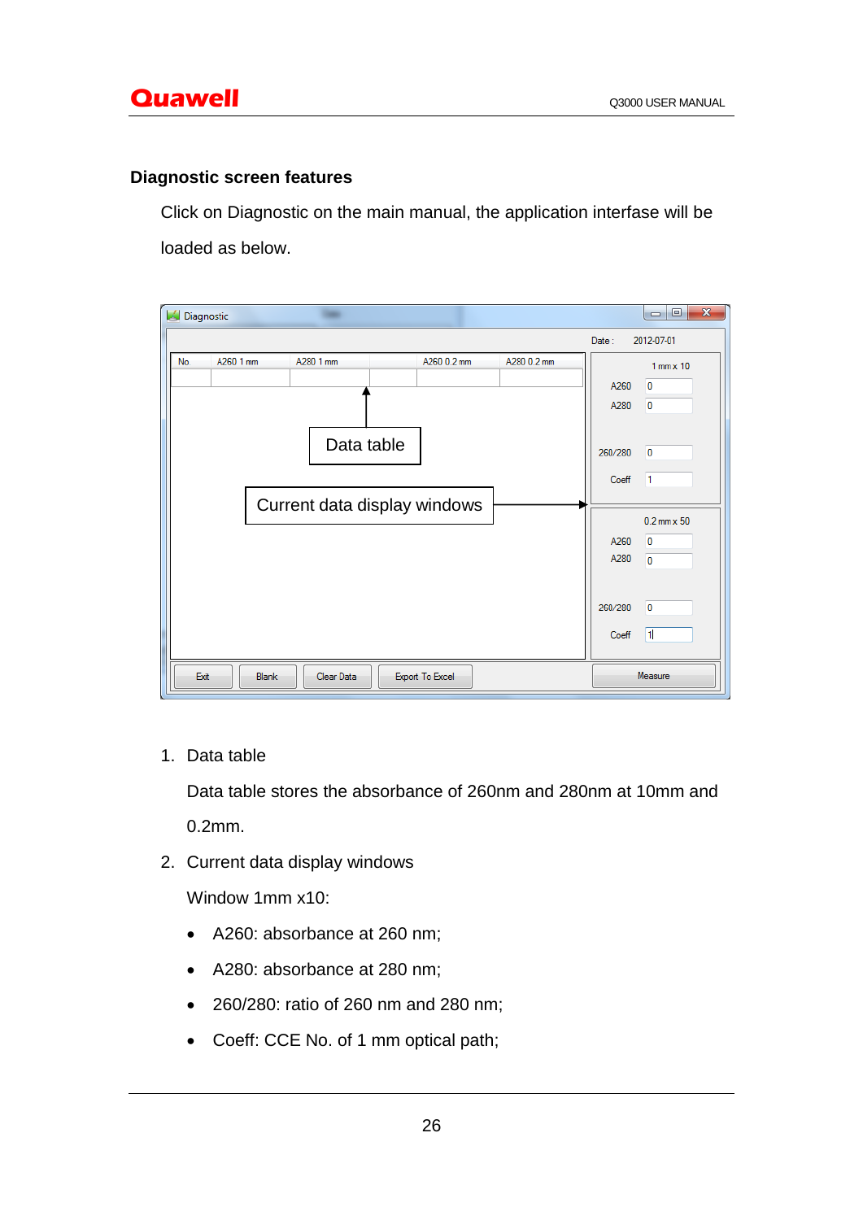## Diagnostic screen features

Click on Diagnostic on the main manual, the application interfase will be loaded as below.

1. Data table

   Data table stores the absorbance of 260nm and 280nm at 10mm and 0.2mm.

2. Current data display windows

   Window 1mm x10:

   - A260: absorbance at 260 nm;
   - A280: absorbance at 280 nm;
   - 260/280: ratio of 260 nm and 280 nm;
   - Coeff: CCE No. of 1 mm optical path;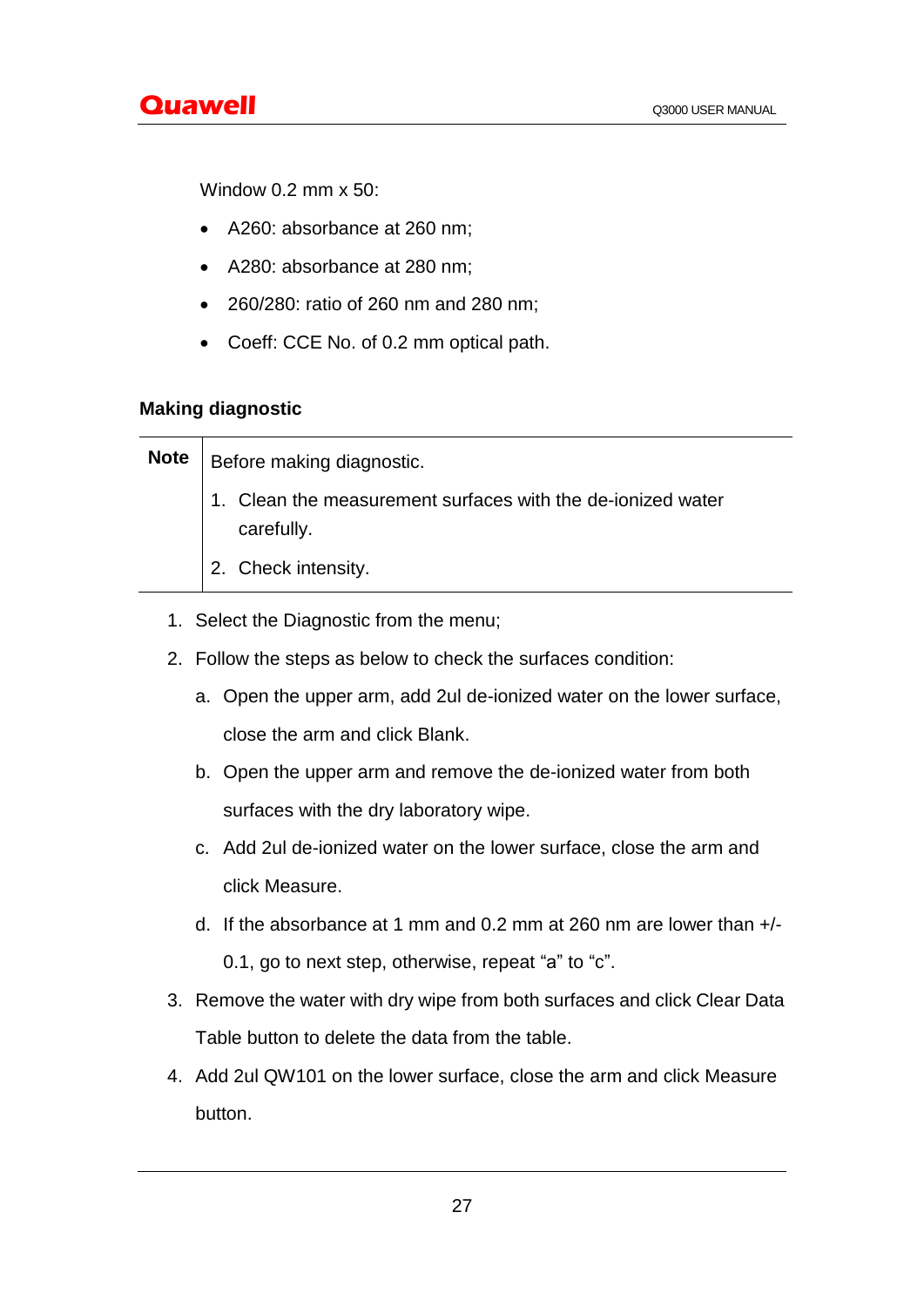Window 0.2 mm x 50:

- A260: absorbance at 260 nm;
- A280: absorbance at 280 nm;
- 260/280: ratio of 260 nm and 280 nm;
- Coeff: CCE No. of 0.2 mm optical path.

**Making diagnostic**

| Note | Before making diagnostic.<br>1. Clean the measurement surfaces with the de-ionized water carefully.<br>2. Check intensity. |
|---|---|

1. Select the Diagnostic from the menu;
2. Follow the steps as below to check the surfaces condition:
   a. Open the upper arm, add 2ul de-ionized water on the lower surface, close the arm and click Blank.
   b. Open the upper arm and remove the de-ionized water from both surfaces with the dry laboratory wipe.
   c. Add 2ul de-ionized water on the lower surface, close the arm and click Measure.
   d. If the absorbance at 1 mm and 0.2 mm at 260 nm are lower than +/- 0.1, go to next step, otherwise, repeat “a” to “c”.
3. Remove the water with dry wipe from both surfaces and click Clear Data Table button to delete the data from the table.
4. Add 2ul QW101 on the lower surface, close the arm and click Measure button.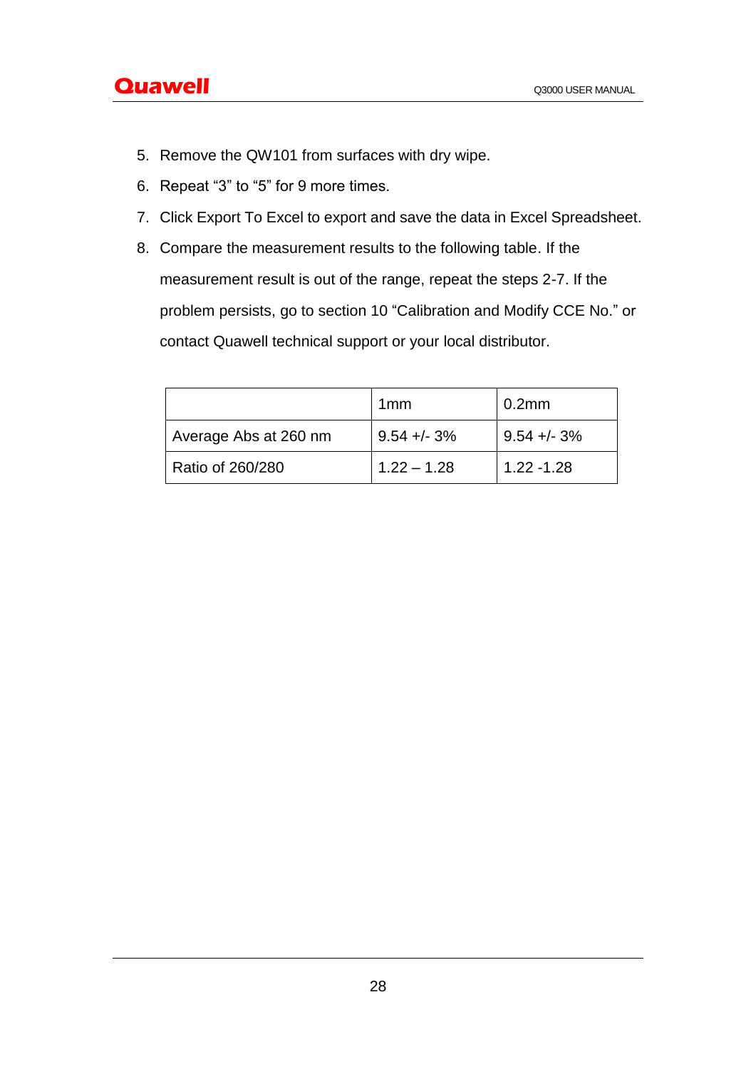5. Remove the QW101 from surfaces with dry wipe.
6. Repeat “3” to “5” for 9 more times.
7. Click Export To Excel to export and save the data in Excel Spreadsheet.
8. Compare the measurement results to the following table. If the measurement result is out of the range, repeat the steps 2-7. If the problem persists, go to section 10 “Calibration and Modify CCE No.” or contact Quawell technical support or your local distributor.

| | 1mm | 0.2mm |
|---|---|---|
| Average Abs at 260 nm | 9.54 +/- 3% | 9.54 +/- 3% |
| Ratio of 260/280 | 1.22 – 1.28 | 1.22 -1.28 |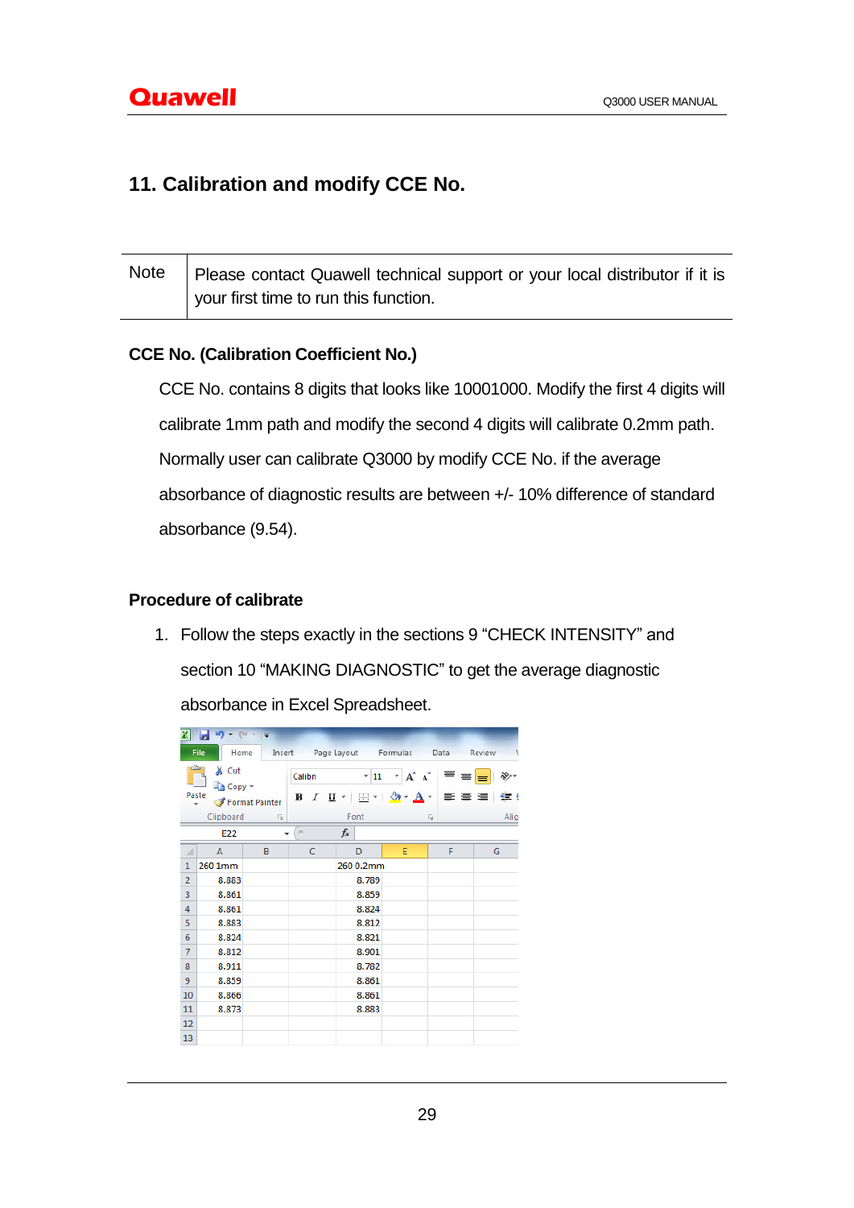## 11. Calibration and modify CCE No.

| Note | Please contact Quawell technical support or your local distributor if it is your first time to run this function. |
|---|---|

### CCE No. (Calibration Coefficient No.)

CCE No. contains 8 digits that looks like 10001000. Modify the first 4 digits will calibrate 1mm path and modify the second 4 digits will calibrate 0.2mm path. Normally user can calibrate Q3000 by modify CCE No. if the average absorbance of diagnostic results are between +/- 10% difference of standard absorbance (9.54).

### Procedure of calibrate

1. Follow the steps exactly in the sections 9 “CHECK INTENSITY” and section 10 “MAKING DIAGNOSTIC” to get the average diagnostic absorbance in Excel Spreadsheet.

| | A | B | C | D | E | F | G |
|---|---|---|---|---|---|---|---|
| 1 | 260 1mm | | | 260 0.2mm | | | |
| 2 | 8.883 | | | 8.789 | | | |
| 3 | 8.861 | | | 8.859 | | | |
| 4 | 8.861 | | | 8.824 | | | |
| 5 | 8.883 | | | 8.812 | | | |
| 6 | 8.824 | | | 8.821 | | | |
| 7 | 8.812 | | | 8.901 | | | |
| 8 | 8.911 | | | 8.782 | | | |
| 9 | 8.859 | | | 8.861 | | | |
| 10 | 8.866 | | | 8.861 | | | |
| 11 | 8.873 | | | 8.883 | | | |
| 12 | | | | | | | |
| 13 | | | | | | | |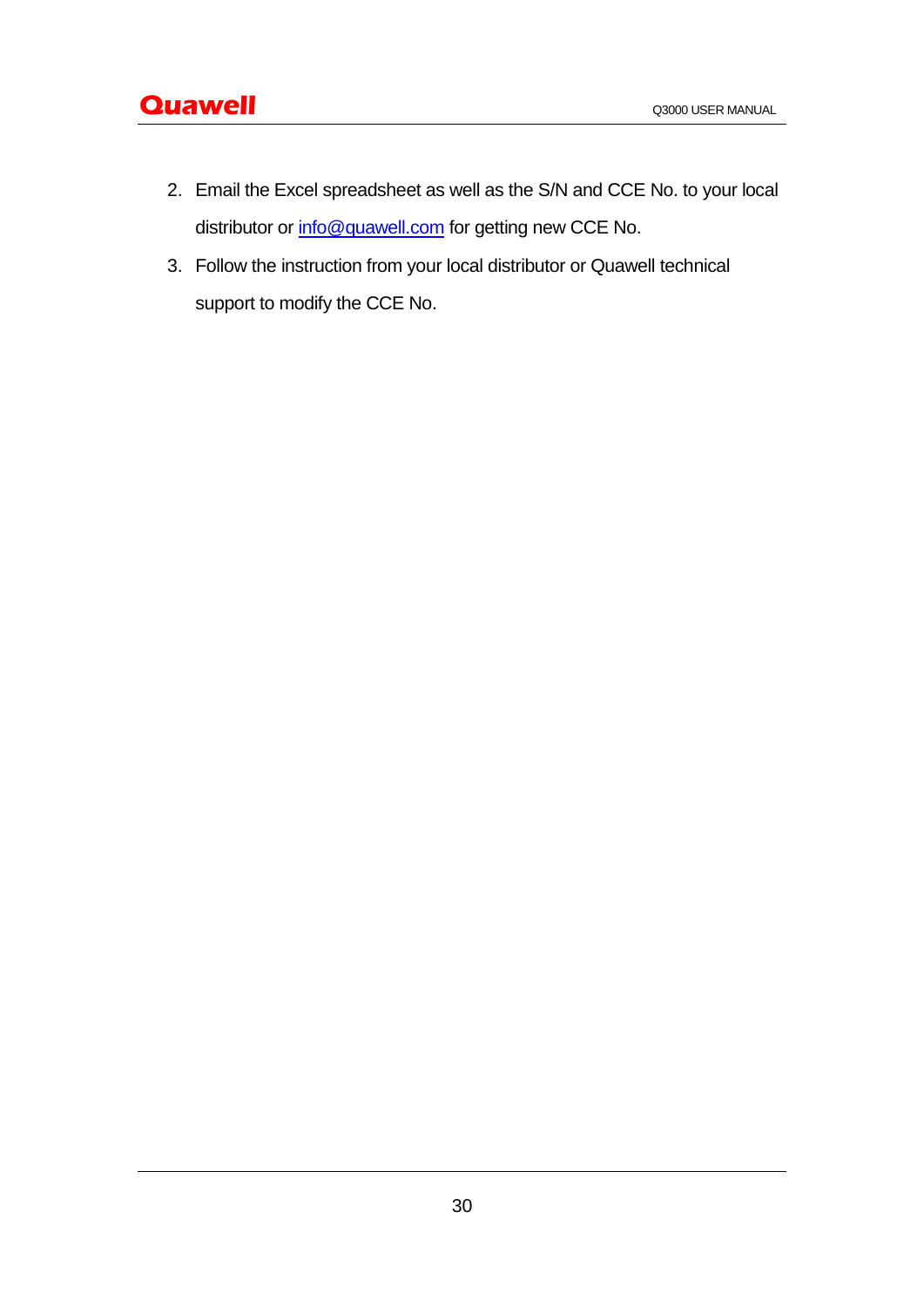2. Email the Excel spreadsheet as well as the S/N and CCE No. to your local distributor or info@quawell.com for getting new CCE No.
3. Follow the instruction from your local distributor or Quawell technical support to modify the CCE No.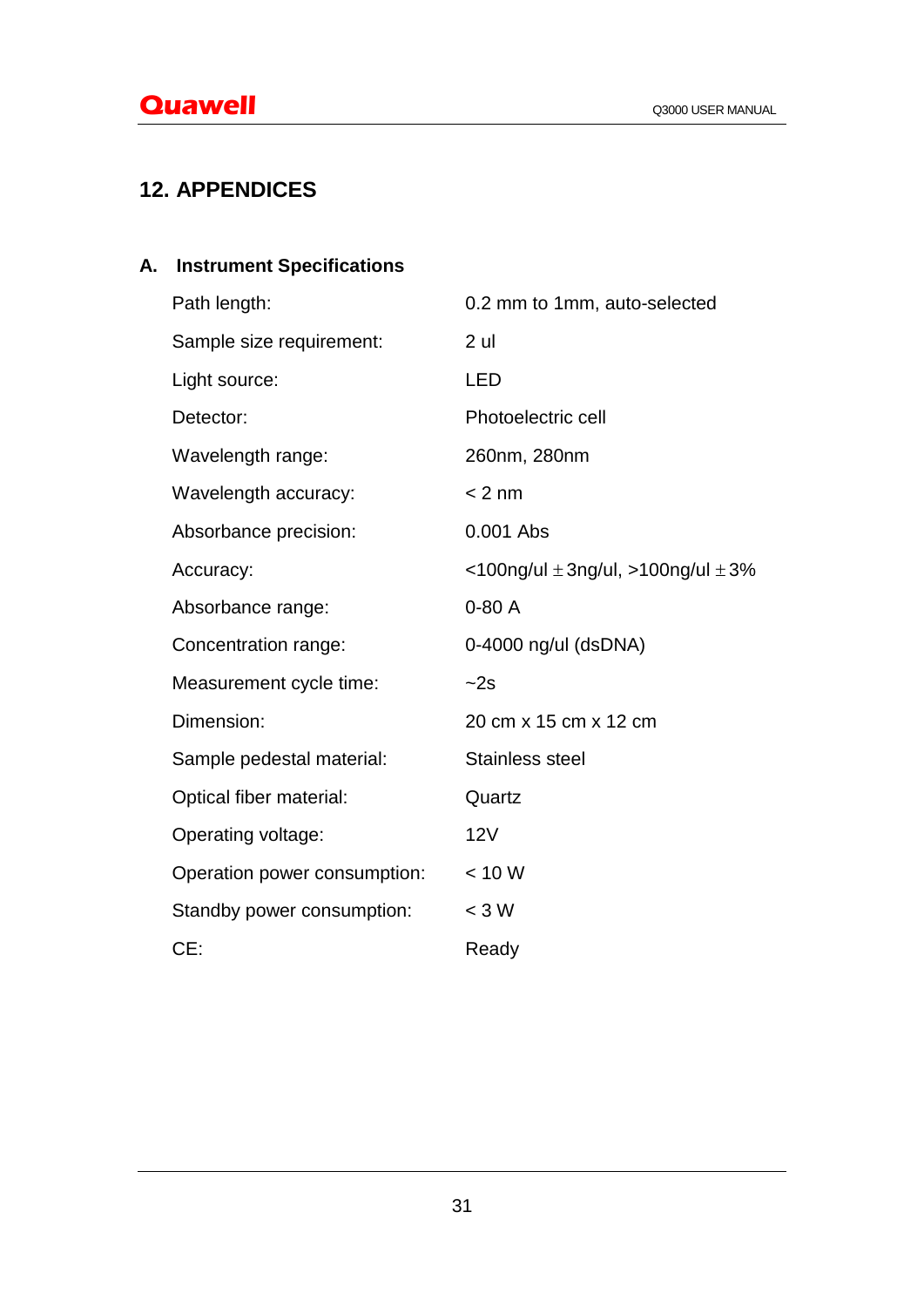# 12. APPENDICES

## A. Instrument Specifications

| | |
|---|---|
| Path length: | 0.2 mm to 1mm, auto-selected |
| Sample size requirement: | 2 ul |
| Light source: | LED |
| Detector: | Photoelectric cell |
| Wavelength range: | 260nm, 280nm |
| Wavelength accuracy: | < 2 nm |
| Absorbance precision: | 0.001 Abs |
| Accuracy: | <100ng/ul ± 3ng/ul, >100ng/ul ± 3% |
| Absorbance range: | 0-80 A |
| Concentration range: | 0-4000 ng/ul (dsDNA) |
| Measurement cycle time: | ~2s |
| Dimension: | 20 cm x 15 cm x 12 cm |
| Sample pedestal material: | Stainless steel |
| Optical fiber material: | Quartz |
| Operating voltage: | 12V |
| Operation power consumption: | < 10 W |
| Standby power consumption: | < 3 W |
| CE: | Ready |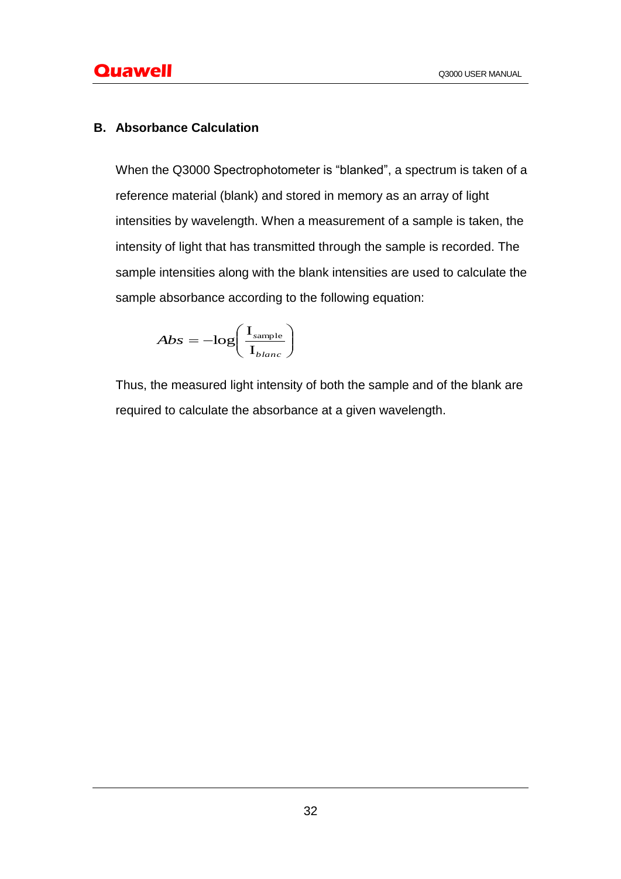### B. Absorbance Calculation

When the Q3000 Spectrophotometer is “blanked”, a spectrum is taken of a reference material (blank) and stored in memory as an array of light intensities by wavelength. When a measurement of a sample is taken, the intensity of light that has transmitted through the sample is recorded. The sample intensities along with the blank intensities are used to calculate the sample absorbance according to the following equation:

$$Abs = -\log\left(\frac{\mathrm{I}_{\mathrm{sample}}}{\mathrm{I}_{blanc}}\right)$$

Thus, the measured light intensity of both the sample and of the blank are required to calculate the absorbance at a given wavelength.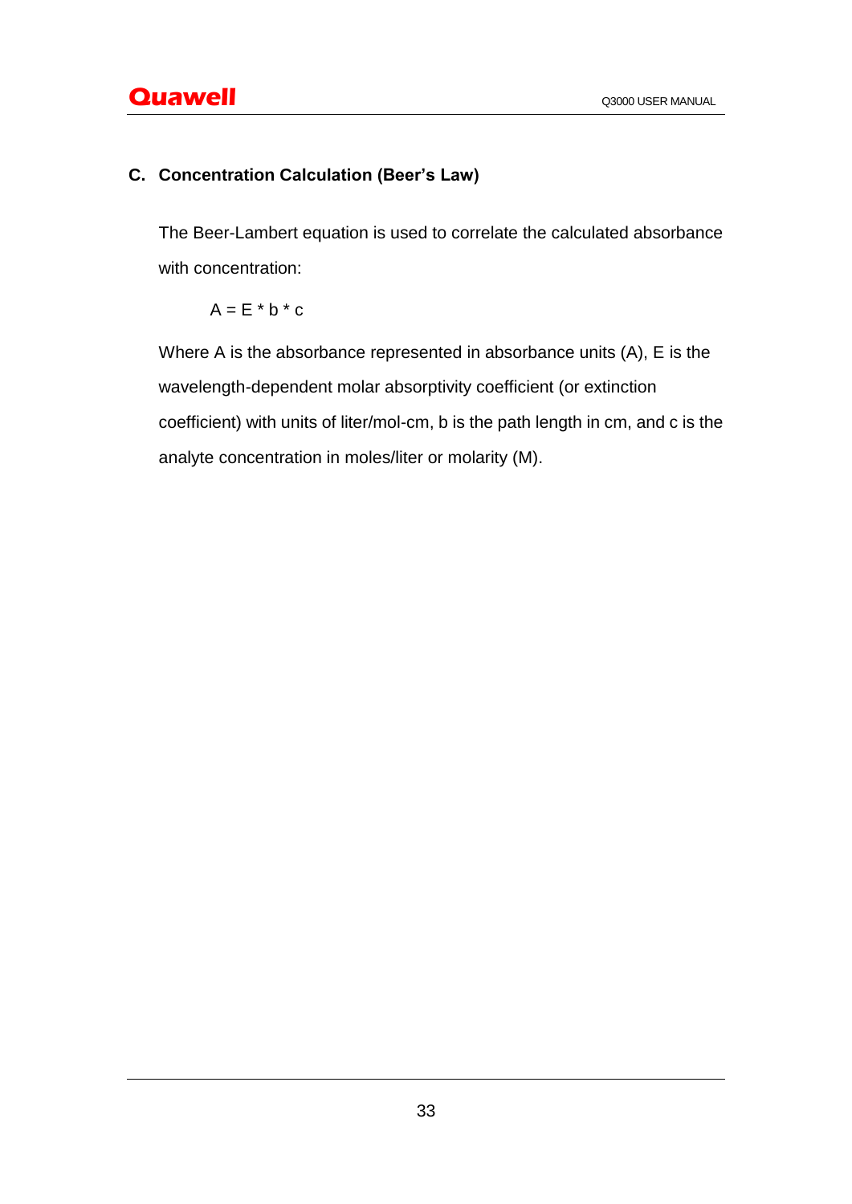## C. Concentration Calculation (Beer's Law)

The Beer-Lambert equation is used to correlate the calculated absorbance with concentration:

$$A = E * b * c$$

Where A is the absorbance represented in absorbance units (A), E is the wavelength-dependent molar absorptivity coefficient (or extinction coefficient) with units of liter/mol-cm, b is the path length in cm, and c is the analyte concentration in moles/liter or molarity (M).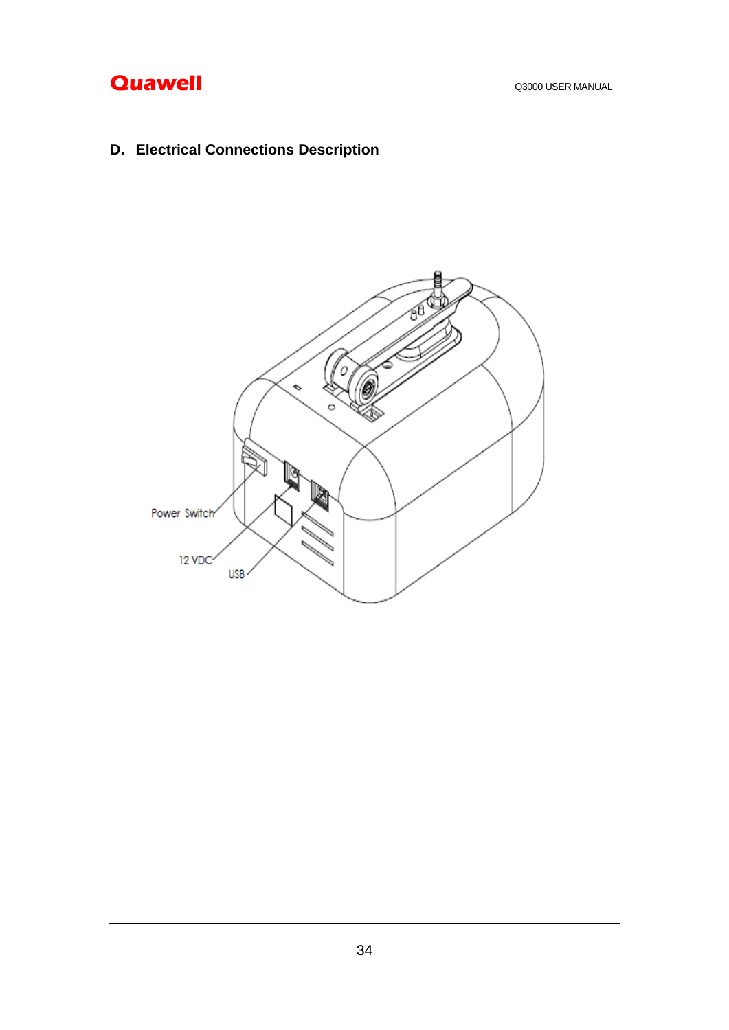## D. Electrical Connections Description

Power Switch

12 VDC

USB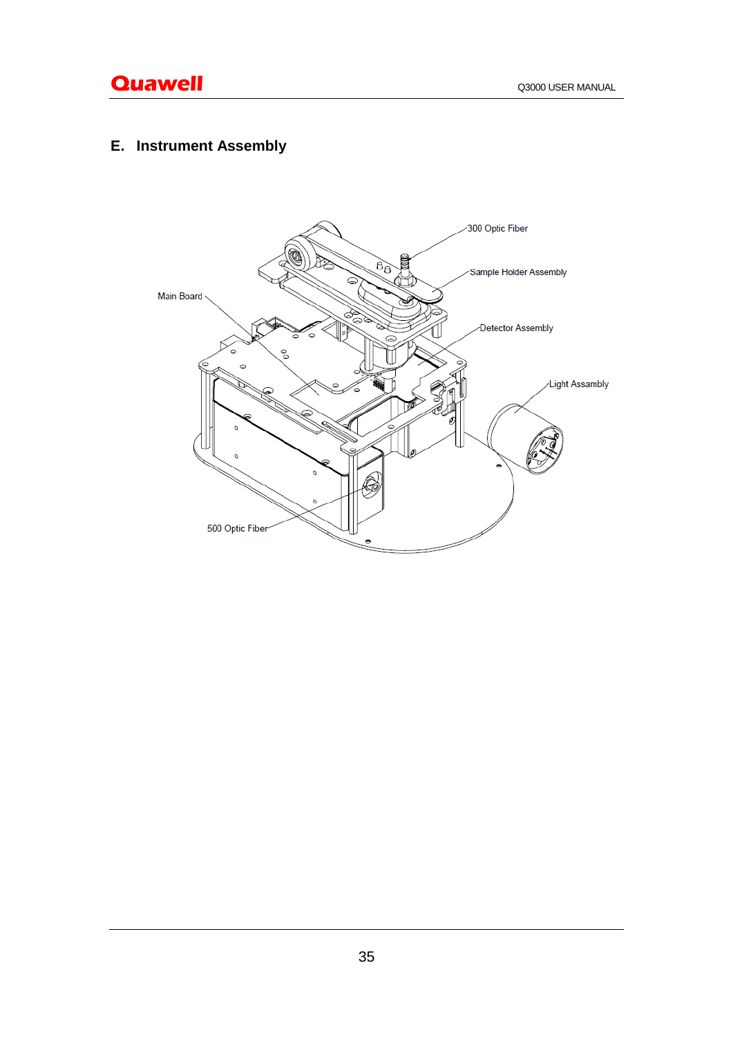## E. Instrument Assembly

300 Optic Fiber

Sample Holder Assembly

Main Board

Detector Assembly

Light Assambly

500 Optic Fiber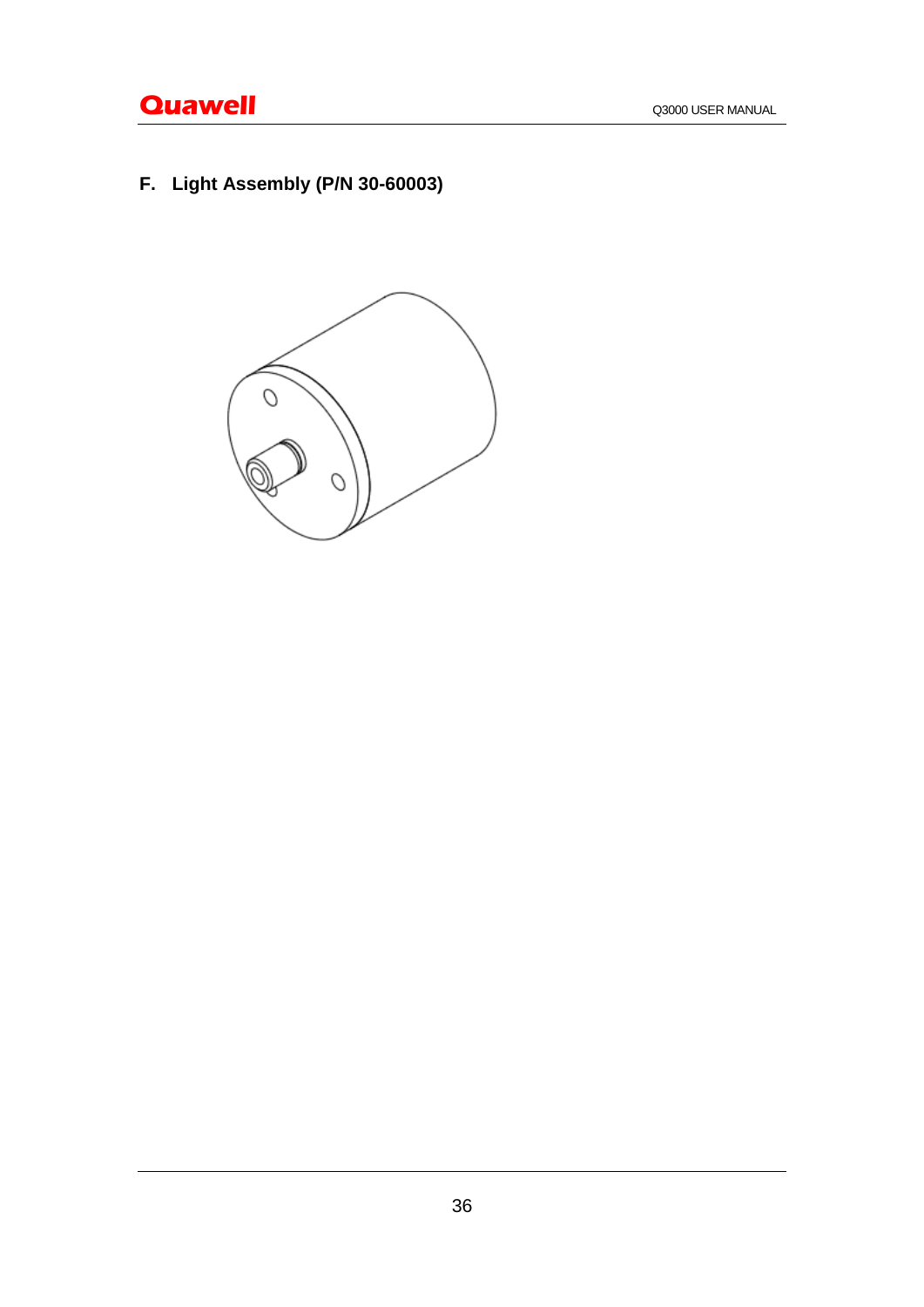## F. Light Assembly (P/N 30-60003)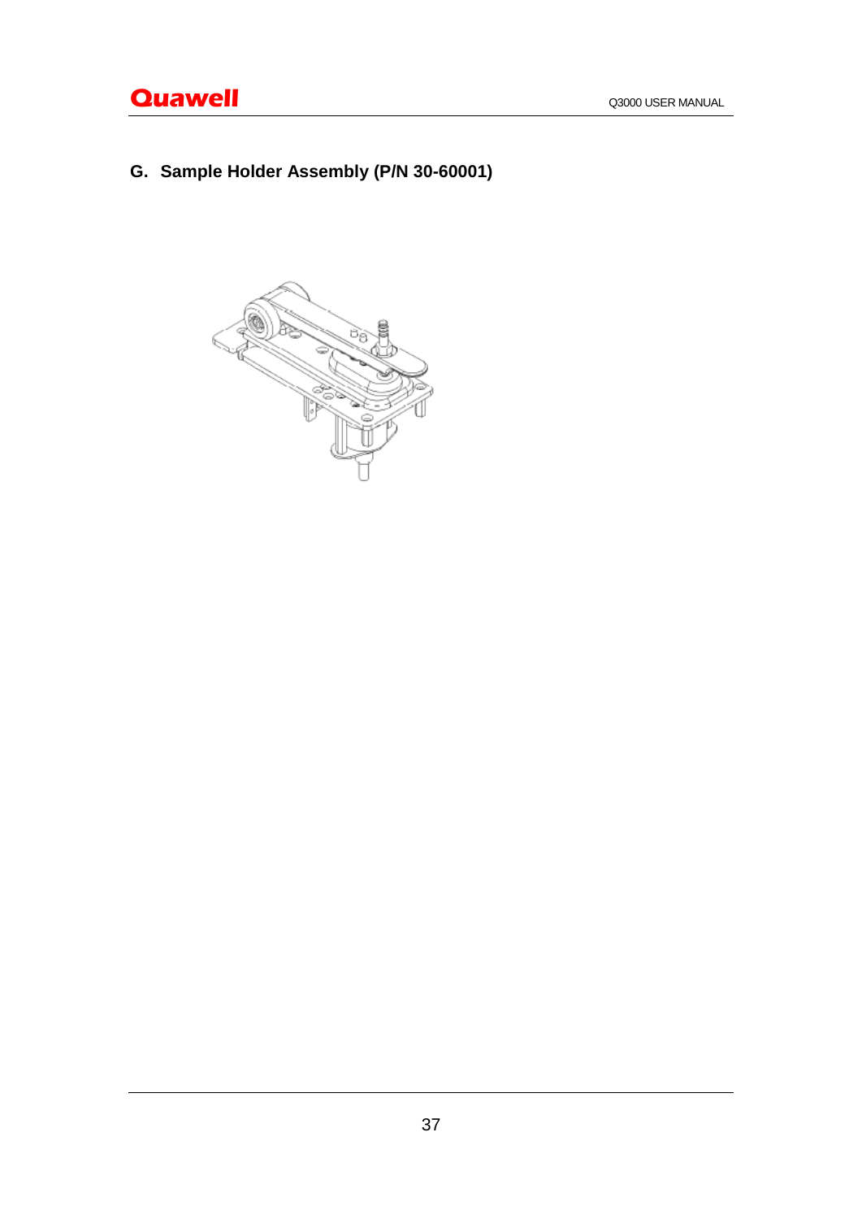## G. Sample Holder Assembly (P/N 30-60001)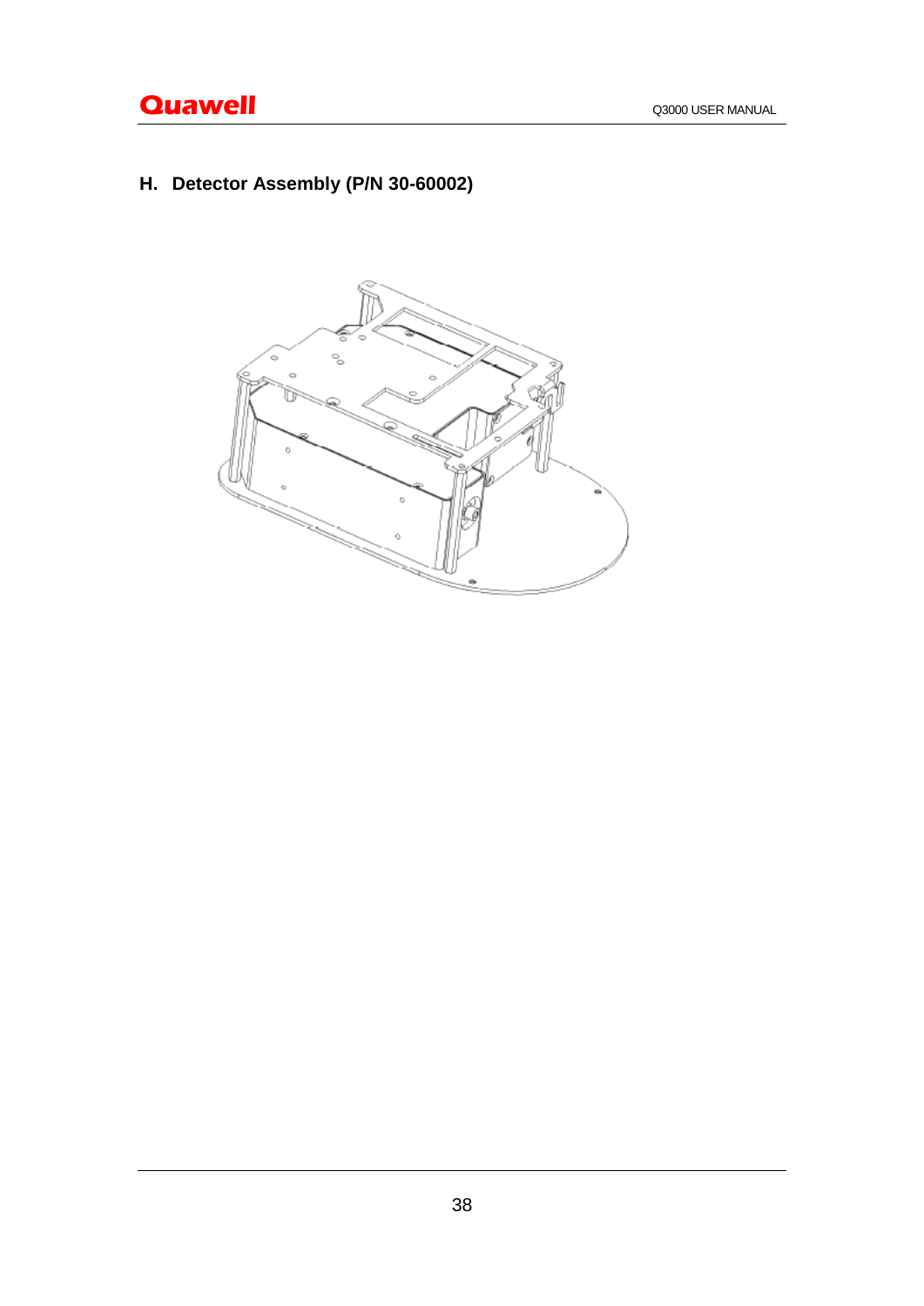## H. Detector Assembly (P/N 30-60002)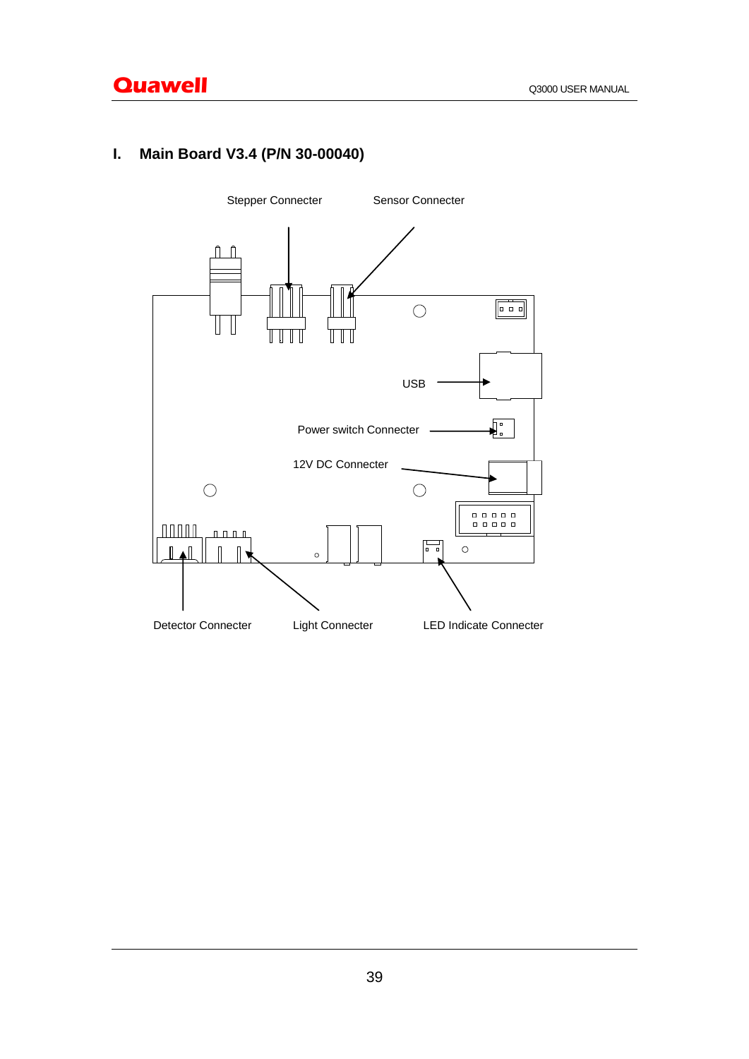## I. Main Board V3.4 (P/N 30-00040)

Stepper Connecter

Sensor Connecter

USB

Power switch Connecter

12V DC Connecter

Detector Connecter

Light Connecter

LED Indicate Connecter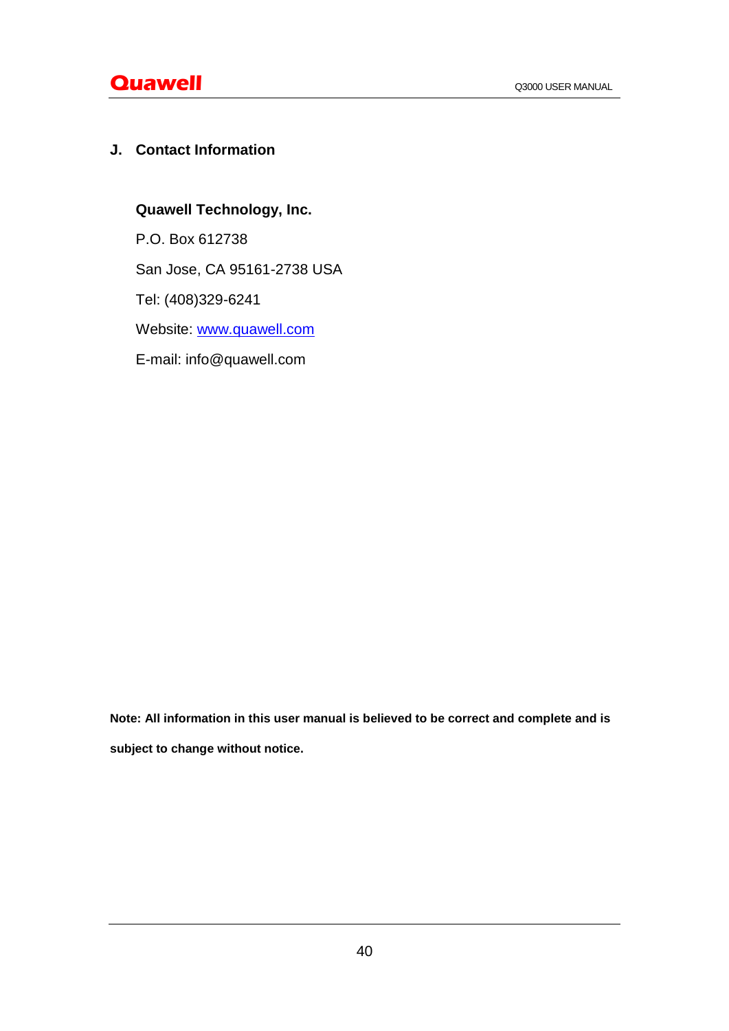## J. Contact Information

**Quawell Technology, Inc.**

P.O. Box 612738

San Jose, CA 95161-2738 USA

Tel: (408)329-6241

Website: www.quawell.com

E-mail: info@quawell.com

**Note: All information in this user manual is believed to be correct and complete and is subject to change without notice.**